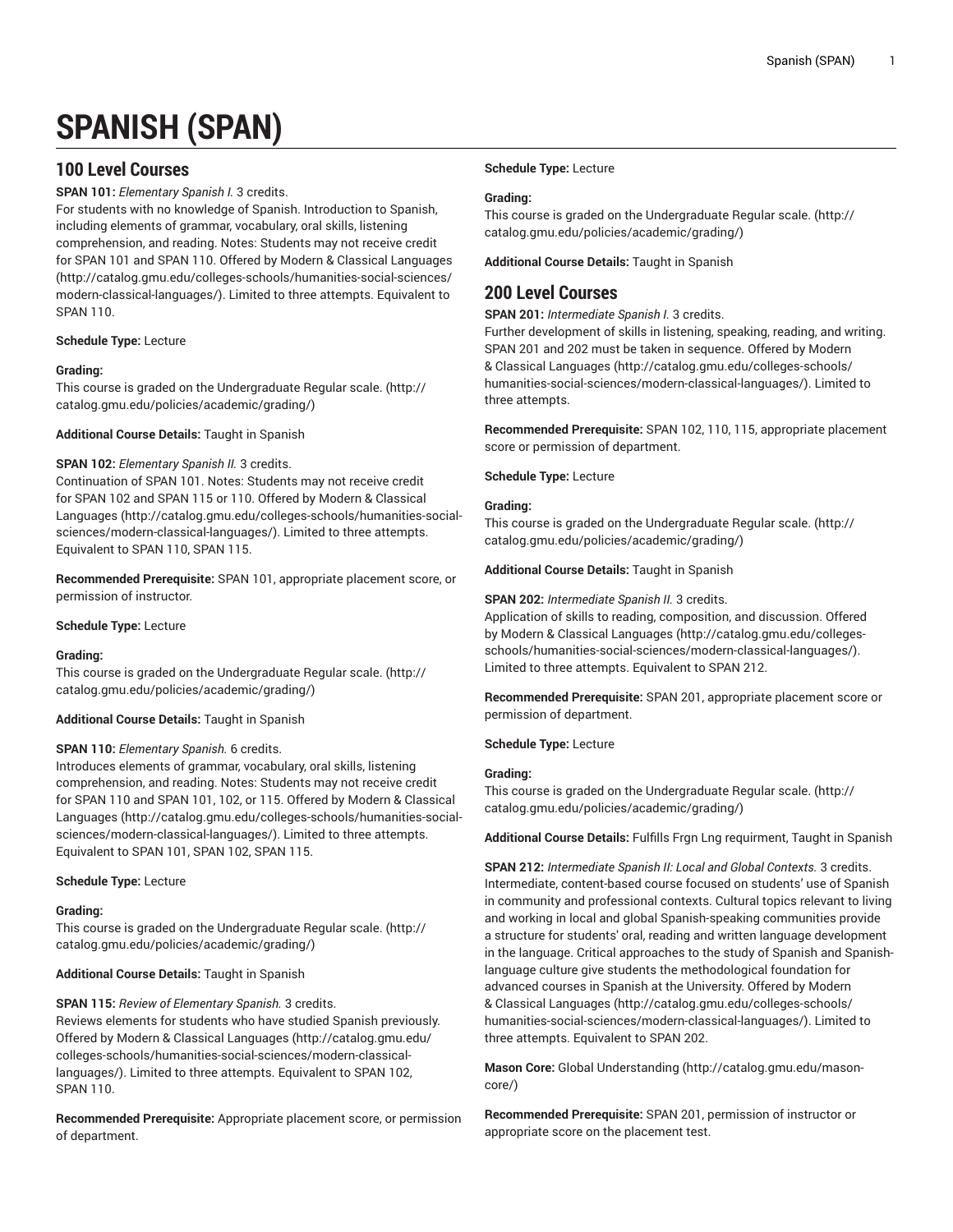# SPANISH (SPAN)

## 100 Level Courses

**SPAN 101:** *Elementary Spanish I.* 3 credits.
For students with no knowledge of Spanish. Introduction to Spanish, including elements of grammar, vocabulary, oral skills, listening comprehension, and reading. Notes: Students may not receive credit for SPAN 101 and SPAN 110. Offered by Modern & Classical Languages (http://catalog.gmu.edu/colleges-schools/humanities-social-sciences/modern-classical-languages/). Limited to three attempts. Equivalent to SPAN 110.

**Schedule Type:** Lecture

**Grading:**
This course is graded on the Undergraduate Regular scale. (http://catalog.gmu.edu/policies/academic/grading/)

**Additional Course Details:** Taught in Spanish

**SPAN 102:** *Elementary Spanish II.* 3 credits.
Continuation of SPAN 101. Notes: Students may not receive credit for SPAN 102 and SPAN 115 or 110. Offered by Modern & Classical Languages (http://catalog.gmu.edu/colleges-schools/humanities-social-sciences/modern-classical-languages/). Limited to three attempts. Equivalent to SPAN 110, SPAN 115.

**Recommended Prerequisite:** SPAN 101, appropriate placement score, or permission of instructor.

**Schedule Type:** Lecture

**Grading:**
This course is graded on the Undergraduate Regular scale. (http://catalog.gmu.edu/policies/academic/grading/)

**Additional Course Details:** Taught in Spanish

**SPAN 110:** *Elementary Spanish.* 6 credits.
Introduces elements of grammar, vocabulary, oral skills, listening comprehension, and reading. Notes: Students may not receive credit for SPAN 110 and SPAN 101, 102, or 115. Offered by Modern & Classical Languages (http://catalog.gmu.edu/colleges-schools/humanities-social-sciences/modern-classical-languages/). Limited to three attempts. Equivalent to SPAN 101, SPAN 102, SPAN 115.

**Schedule Type:** Lecture

**Grading:**
This course is graded on the Undergraduate Regular scale. (http://catalog.gmu.edu/policies/academic/grading/)

**Additional Course Details:** Taught in Spanish

**SPAN 115:** *Review of Elementary Spanish.* 3 credits.
Reviews elements for students who have studied Spanish previously. Offered by Modern & Classical Languages (http://catalog.gmu.edu/colleges-schools/humanities-social-sciences/modern-classical-languages/). Limited to three attempts. Equivalent to SPAN 102, SPAN 110.

**Recommended Prerequisite:** Appropriate placement score, or permission of department.

**Schedule Type:** Lecture

**Grading:**
This course is graded on the Undergraduate Regular scale. (http://catalog.gmu.edu/policies/academic/grading/)

**Additional Course Details:** Taught in Spanish

## 200 Level Courses

**SPAN 201:** *Intermediate Spanish I.* 3 credits.
Further development of skills in listening, speaking, reading, and writing. SPAN 201 and 202 must be taken in sequence. Offered by Modern & Classical Languages (http://catalog.gmu.edu/colleges-schools/humanities-social-sciences/modern-classical-languages/). Limited to three attempts.

**Recommended Prerequisite:** SPAN 102, 110, 115, appropriate placement score or permission of department.

**Schedule Type:** Lecture

**Grading:**
This course is graded on the Undergraduate Regular scale. (http://catalog.gmu.edu/policies/academic/grading/)

**Additional Course Details:** Taught in Spanish

**SPAN 202:** *Intermediate Spanish II.* 3 credits.
Application of skills to reading, composition, and discussion. Offered by Modern & Classical Languages (http://catalog.gmu.edu/colleges-schools/humanities-social-sciences/modern-classical-languages/). Limited to three attempts. Equivalent to SPAN 212.

**Recommended Prerequisite:** SPAN 201, appropriate placement score or permission of department.

**Schedule Type:** Lecture

**Grading:**
This course is graded on the Undergraduate Regular scale. (http://catalog.gmu.edu/policies/academic/grading/)

**Additional Course Details:** Fulfills Frgn Lng requirment, Taught in Spanish

**SPAN 212:** *Intermediate Spanish II: Local and Global Contexts.* 3 credits.
Intermediate, content-based course focused on students' use of Spanish in community and professional contexts. Cultural topics relevant to living and working in local and global Spanish-speaking communities provide a structure for students' oral, reading and written language development in the language. Critical approaches to the study of Spanish and Spanish-language culture give students the methodological foundation for advanced courses in Spanish at the University. Offered by Modern & Classical Languages (http://catalog.gmu.edu/colleges-schools/humanities-social-sciences/modern-classical-languages/). Limited to three attempts. Equivalent to SPAN 202.

**Mason Core:** Global Understanding (http://catalog.gmu.edu/mason-core/)

**Recommended Prerequisite:** SPAN 201, permission of instructor or appropriate score on the placement test.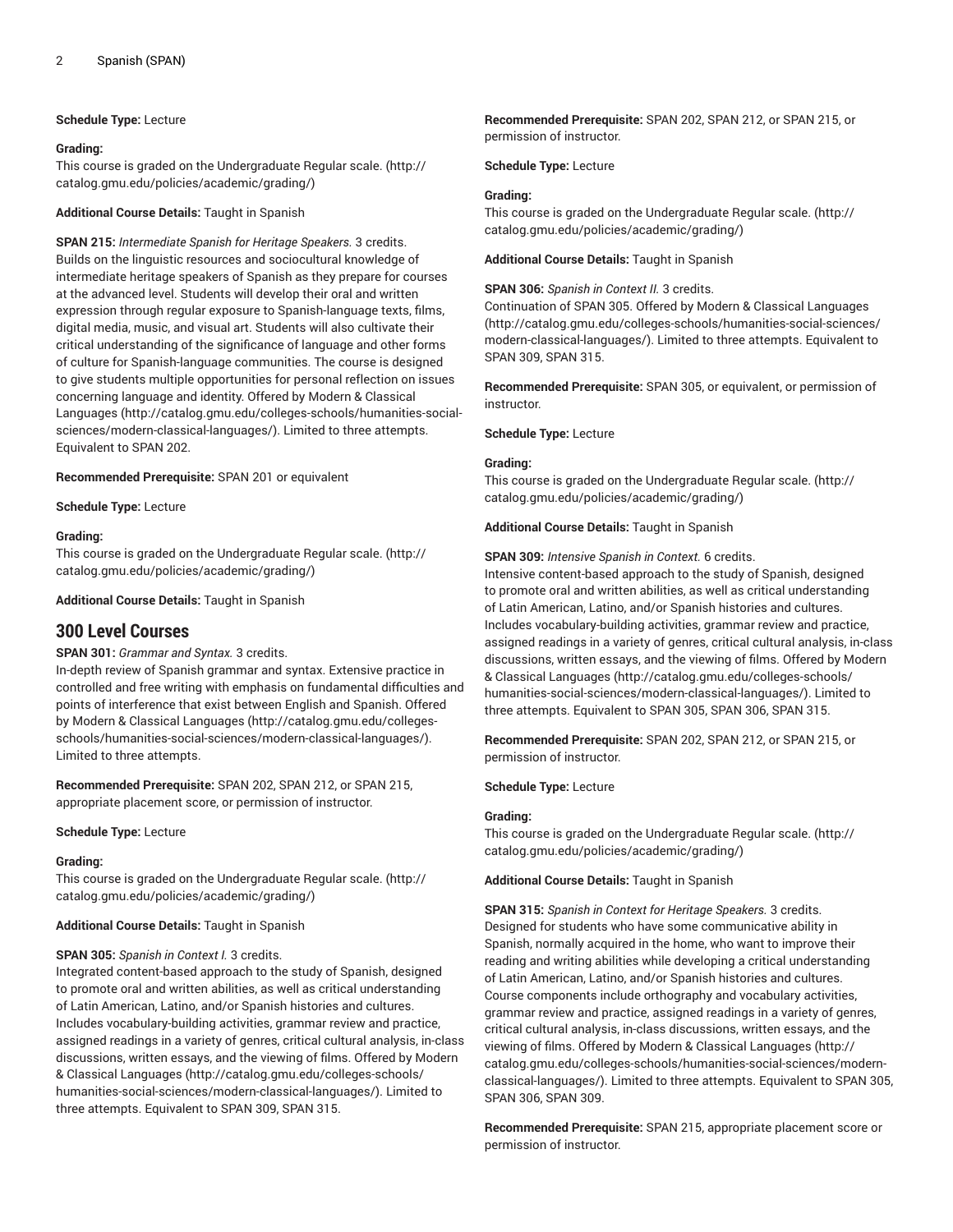**Schedule Type:** Lecture

**Grading:**
This course is graded on the Undergraduate Regular scale. (http://catalog.gmu.edu/policies/academic/grading/)

**Additional Course Details:** Taught in Spanish

**SPAN 215:** *Intermediate Spanish for Heritage Speakers.* 3 credits.
Builds on the linguistic resources and sociocultural knowledge of intermediate heritage speakers of Spanish as they prepare for courses at the advanced level. Students will develop their oral and written expression through regular exposure to Spanish-language texts, films, digital media, music, and visual art. Students will also cultivate their critical understanding of the significance of language and other forms of culture for Spanish-language communities. The course is designed to give students multiple opportunities for personal reflection on issues concerning language and identity. Offered by Modern & Classical Languages (http://catalog.gmu.edu/colleges-schools/humanities-social-sciences/modern-classical-languages/). Limited to three attempts. Equivalent to SPAN 202.

**Recommended Prerequisite:** SPAN 201 or equivalent

**Schedule Type:** Lecture

**Grading:**
This course is graded on the Undergraduate Regular scale. (http://catalog.gmu.edu/policies/academic/grading/)

**Additional Course Details:** Taught in Spanish

## 300 Level Courses

**SPAN 301:** *Grammar and Syntax.* 3 credits.
In-depth review of Spanish grammar and syntax. Extensive practice in controlled and free writing with emphasis on fundamental difficulties and points of interference that exist between English and Spanish. Offered by Modern & Classical Languages (http://catalog.gmu.edu/colleges-schools/humanities-social-sciences/modern-classical-languages/). Limited to three attempts.

**Recommended Prerequisite:** SPAN 202, SPAN 212, or SPAN 215, appropriate placement score, or permission of instructor.

**Schedule Type:** Lecture

**Grading:**
This course is graded on the Undergraduate Regular scale. (http://catalog.gmu.edu/policies/academic/grading/)

**Additional Course Details:** Taught in Spanish

**SPAN 305:** *Spanish in Context I.* 3 credits.
Integrated content-based approach to the study of Spanish, designed to promote oral and written abilities, as well as critical understanding of Latin American, Latino, and/or Spanish histories and cultures. Includes vocabulary-building activities, grammar review and practice, assigned readings in a variety of genres, critical cultural analysis, in-class discussions, written essays, and the viewing of films. Offered by Modern & Classical Languages (http://catalog.gmu.edu/colleges-schools/humanities-social-sciences/modern-classical-languages/). Limited to three attempts. Equivalent to SPAN 309, SPAN 315.

**Recommended Prerequisite:** SPAN 202, SPAN 212, or SPAN 215, or permission of instructor.

**Schedule Type:** Lecture

**Grading:**
This course is graded on the Undergraduate Regular scale. (http://catalog.gmu.edu/policies/academic/grading/)

**Additional Course Details:** Taught in Spanish

**SPAN 306:** *Spanish in Context II.* 3 credits.
Continuation of SPAN 305. Offered by Modern & Classical Languages (http://catalog.gmu.edu/colleges-schools/humanities-social-sciences/modern-classical-languages/). Limited to three attempts. Equivalent to SPAN 309, SPAN 315.

**Recommended Prerequisite:** SPAN 305, or equivalent, or permission of instructor.

**Schedule Type:** Lecture

**Grading:**
This course is graded on the Undergraduate Regular scale. (http://catalog.gmu.edu/policies/academic/grading/)

**Additional Course Details:** Taught in Spanish

**SPAN 309:** *Intensive Spanish in Context.* 6 credits.
Intensive content-based approach to the study of Spanish, designed to promote oral and written abilities, as well as critical understanding of Latin American, Latino, and/or Spanish histories and cultures. Includes vocabulary-building activities, grammar review and practice, assigned readings in a variety of genres, critical cultural analysis, in-class discussions, written essays, and the viewing of films. Offered by Modern & Classical Languages (http://catalog.gmu.edu/colleges-schools/humanities-social-sciences/modern-classical-languages/). Limited to three attempts. Equivalent to SPAN 305, SPAN 306, SPAN 315.

**Recommended Prerequisite:** SPAN 202, SPAN 212, or SPAN 215, or permission of instructor.

**Schedule Type:** Lecture

**Grading:**
This course is graded on the Undergraduate Regular scale. (http://catalog.gmu.edu/policies/academic/grading/)

**Additional Course Details:** Taught in Spanish

**SPAN 315:** *Spanish in Context for Heritage Speakers.* 3 credits.
Designed for students who have some communicative ability in Spanish, normally acquired in the home, who want to improve their reading and writing abilities while developing a critical understanding of Latin American, Latino, and/or Spanish histories and cultures. Course components include orthography and vocabulary activities, grammar review and practice, assigned readings in a variety of genres, critical cultural analysis, in-class discussions, written essays, and the viewing of films. Offered by Modern & Classical Languages (http://catalog.gmu.edu/colleges-schools/humanities-social-sciences/modern-classical-languages/). Limited to three attempts. Equivalent to SPAN 305, SPAN 306, SPAN 309.

**Recommended Prerequisite:** SPAN 215, appropriate placement score or permission of instructor.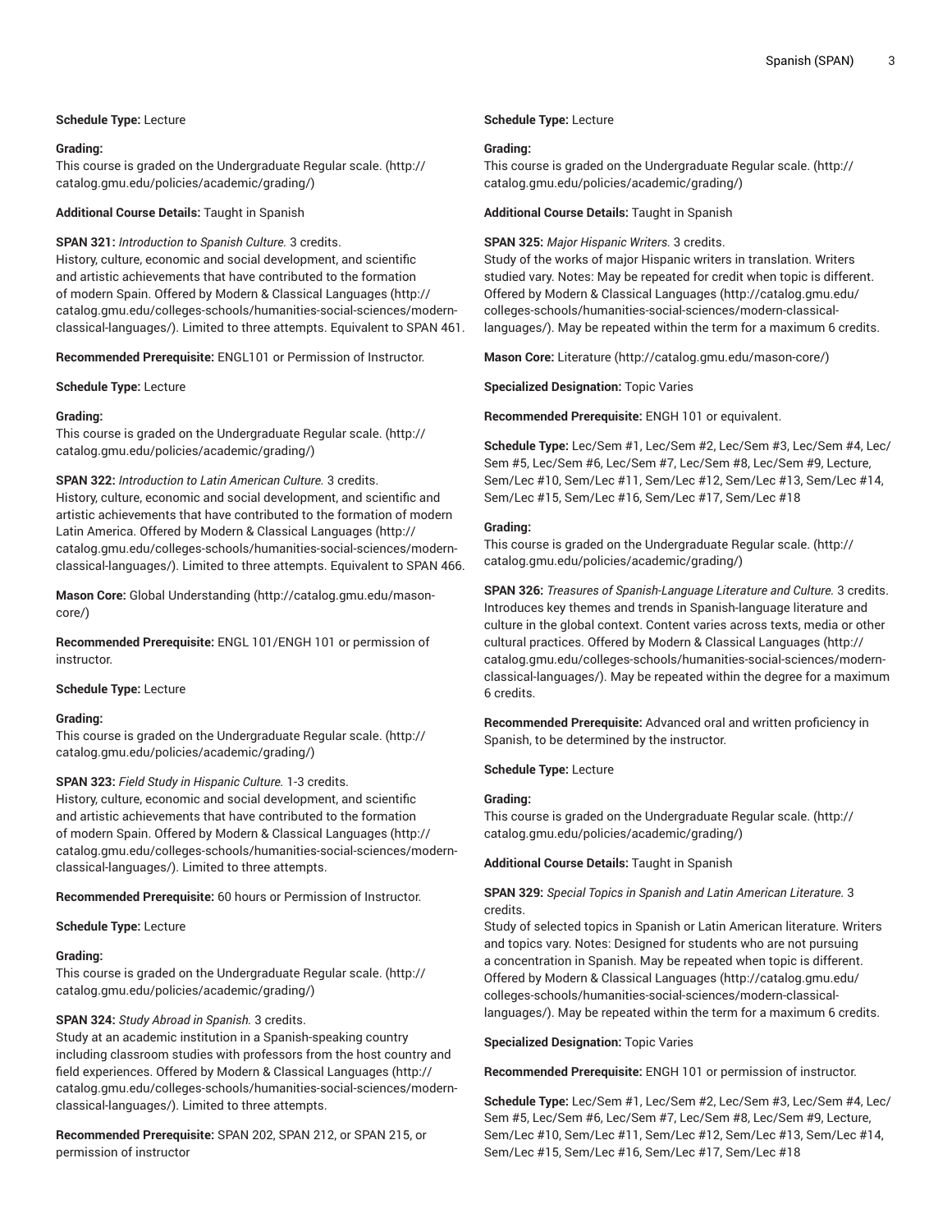**Schedule Type:** Lecture

**Grading:**
This course is graded on the Undergraduate Regular scale. (http://catalog.gmu.edu/policies/academic/grading/)

**Additional Course Details:** Taught in Spanish

**SPAN 321:** *Introduction to Spanish Culture.* 3 credits.
History, culture, economic and social development, and scientific and artistic achievements that have contributed to the formation of modern Spain. Offered by Modern & Classical Languages (http://catalog.gmu.edu/colleges-schools/humanities-social-sciences/modern-classical-languages/). Limited to three attempts. Equivalent to SPAN 461.

**Recommended Prerequisite:** ENGL101 or Permission of Instructor.

**Schedule Type:** Lecture

**Grading:**
This course is graded on the Undergraduate Regular scale. (http://catalog.gmu.edu/policies/academic/grading/)

**SPAN 322:** *Introduction to Latin American Culture.* 3 credits.
History, culture, economic and social development, and scientific and artistic achievements that have contributed to the formation of modern Latin America. Offered by Modern & Classical Languages (http://catalog.gmu.edu/colleges-schools/humanities-social-sciences/modern-classical-languages/). Limited to three attempts. Equivalent to SPAN 466.

**Mason Core:** Global Understanding (http://catalog.gmu.edu/mason-core/)

**Recommended Prerequisite:** ENGL 101/ENGH 101 or permission of instructor.

**Schedule Type:** Lecture

**Grading:**
This course is graded on the Undergraduate Regular scale. (http://catalog.gmu.edu/policies/academic/grading/)

**SPAN 323:** *Field Study in Hispanic Culture.* 1-3 credits.
History, culture, economic and social development, and scientific and artistic achievements that have contributed to the formation of modern Spain. Offered by Modern & Classical Languages (http://catalog.gmu.edu/colleges-schools/humanities-social-sciences/modern-classical-languages/). Limited to three attempts.

**Recommended Prerequisite:** 60 hours or Permission of Instructor.

**Schedule Type:** Lecture

**Grading:**
This course is graded on the Undergraduate Regular scale. (http://catalog.gmu.edu/policies/academic/grading/)

**SPAN 324:** *Study Abroad in Spanish.* 3 credits.
Study at an academic institution in a Spanish-speaking country including classroom studies with professors from the host country and field experiences. Offered by Modern & Classical Languages (http://catalog.gmu.edu/colleges-schools/humanities-social-sciences/modern-classical-languages/). Limited to three attempts.

**Recommended Prerequisite:** SPAN 202, SPAN 212, or SPAN 215, or permission of instructor

**Schedule Type:** Lecture

**Grading:**
This course is graded on the Undergraduate Regular scale. (http://catalog.gmu.edu/policies/academic/grading/)

**Additional Course Details:** Taught in Spanish

**SPAN 325:** *Major Hispanic Writers.* 3 credits.
Study of the works of major Hispanic writers in translation. Writers studied vary. Notes: May be repeated for credit when topic is different. Offered by Modern & Classical Languages (http://catalog.gmu.edu/colleges-schools/humanities-social-sciences/modern-classical-languages/). May be repeated within the term for a maximum 6 credits.

**Mason Core:** Literature (http://catalog.gmu.edu/mason-core/)

**Specialized Designation:** Topic Varies

**Recommended Prerequisite:** ENGH 101 or equivalent.

**Schedule Type:** Lec/Sem #1, Lec/Sem #2, Lec/Sem #3, Lec/Sem #4, Lec/Sem #5, Lec/Sem #6, Lec/Sem #7, Lec/Sem #8, Lec/Sem #9, Lecture, Sem/Lec #10, Sem/Lec #11, Sem/Lec #12, Sem/Lec #13, Sem/Lec #14, Sem/Lec #15, Sem/Lec #16, Sem/Lec #17, Sem/Lec #18

**Grading:**
This course is graded on the Undergraduate Regular scale. (http://catalog.gmu.edu/policies/academic/grading/)

**SPAN 326:** *Treasures of Spanish-Language Literature and Culture.* 3 credits.
Introduces key themes and trends in Spanish-language literature and culture in the global context. Content varies across texts, media or other cultural practices. Offered by Modern & Classical Languages (http://catalog.gmu.edu/colleges-schools/humanities-social-sciences/modern-classical-languages/). May be repeated within the degree for a maximum 6 credits.

**Recommended Prerequisite:** Advanced oral and written proficiency in Spanish, to be determined by the instructor.

**Schedule Type:** Lecture

**Grading:**
This course is graded on the Undergraduate Regular scale. (http://catalog.gmu.edu/policies/academic/grading/)

**Additional Course Details:** Taught in Spanish

**SPAN 329:** *Special Topics in Spanish and Latin American Literature.* 3 credits.
Study of selected topics in Spanish or Latin American literature. Writers and topics vary. Notes: Designed for students who are not pursuing a concentration in Spanish. May be repeated when topic is different. Offered by Modern & Classical Languages (http://catalog.gmu.edu/colleges-schools/humanities-social-sciences/modern-classical-languages/). May be repeated within the term for a maximum 6 credits.

**Specialized Designation:** Topic Varies

**Recommended Prerequisite:** ENGH 101 or permission of instructor.

**Schedule Type:** Lec/Sem #1, Lec/Sem #2, Lec/Sem #3, Lec/Sem #4, Lec/Sem #5, Lec/Sem #6, Lec/Sem #7, Lec/Sem #8, Lec/Sem #9, Lecture, Sem/Lec #10, Sem/Lec #11, Sem/Lec #12, Sem/Lec #13, Sem/Lec #14, Sem/Lec #15, Sem/Lec #16, Sem/Lec #17, Sem/Lec #18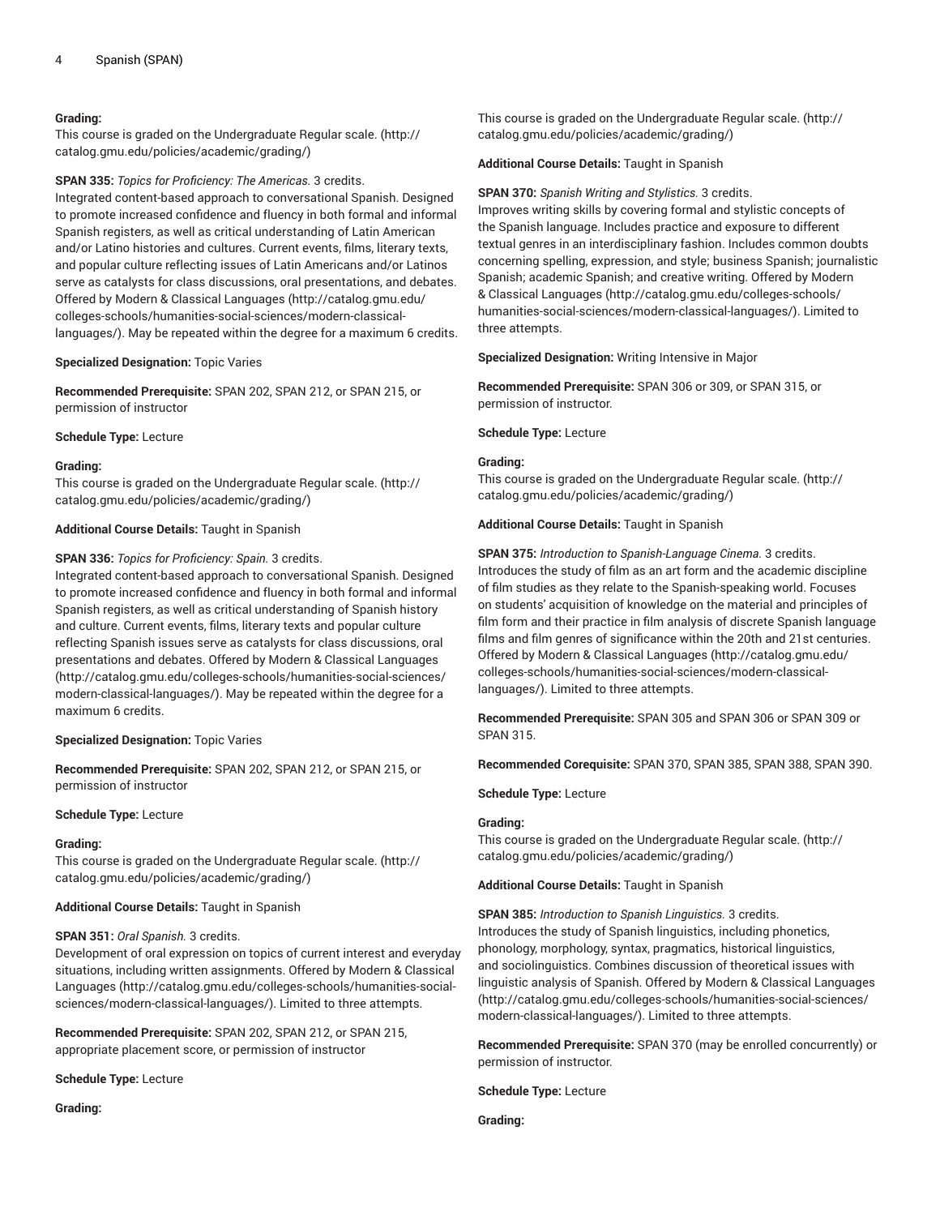**Grading:**
This course is graded on the Undergraduate Regular scale. (http://catalog.gmu.edu/policies/academic/grading/)

**SPAN 335:** *Topics for Proficiency: The Americas.* 3 credits.
Integrated content-based approach to conversational Spanish. Designed to promote increased confidence and fluency in both formal and informal Spanish registers, as well as critical understanding of Latin American and/or Latino histories and cultures. Current events, films, literary texts, and popular culture reflecting issues of Latin Americans and/or Latinos serve as catalysts for class discussions, oral presentations, and debates. Offered by Modern & Classical Languages (http://catalog.gmu.edu/colleges-schools/humanities-social-sciences/modern-classical-languages/). May be repeated within the degree for a maximum 6 credits.

**Specialized Designation:** Topic Varies

**Recommended Prerequisite:** SPAN 202, SPAN 212, or SPAN 215, or permission of instructor

**Schedule Type:** Lecture

**Grading:**
This course is graded on the Undergraduate Regular scale. (http://catalog.gmu.edu/policies/academic/grading/)

**Additional Course Details:** Taught in Spanish

**SPAN 336:** *Topics for Proficiency: Spain.* 3 credits.
Integrated content-based approach to conversational Spanish. Designed to promote increased confidence and fluency in both formal and informal Spanish registers, as well as critical understanding of Spanish history and culture. Current events, films, literary texts and popular culture reflecting Spanish issues serve as catalysts for class discussions, oral presentations and debates. Offered by Modern & Classical Languages (http://catalog.gmu.edu/colleges-schools/humanities-social-sciences/modern-classical-languages/). May be repeated within the degree for a maximum 6 credits.

**Specialized Designation:** Topic Varies

**Recommended Prerequisite:** SPAN 202, SPAN 212, or SPAN 215, or permission of instructor

**Schedule Type:** Lecture

**Grading:**
This course is graded on the Undergraduate Regular scale. (http://catalog.gmu.edu/policies/academic/grading/)

**Additional Course Details:** Taught in Spanish

**SPAN 351:** *Oral Spanish.* 3 credits.
Development of oral expression on topics of current interest and everyday situations, including written assignments. Offered by Modern & Classical Languages (http://catalog.gmu.edu/colleges-schools/humanities-social-sciences/modern-classical-languages/). Limited to three attempts.

**Recommended Prerequisite:** SPAN 202, SPAN 212, or SPAN 215, appropriate placement score, or permission of instructor

**Schedule Type:** Lecture

**Grading:**
This course is graded on the Undergraduate Regular scale. (http://catalog.gmu.edu/policies/academic/grading/)

**Additional Course Details:** Taught in Spanish

**SPAN 370:** *Spanish Writing and Stylistics.* 3 credits.
Improves writing skills by covering formal and stylistic concepts of the Spanish language. Includes practice and exposure to different textual genres in an interdisciplinary fashion. Includes common doubts concerning spelling, expression, and style; business Spanish; journalistic Spanish; academic Spanish; and creative writing. Offered by Modern & Classical Languages (http://catalog.gmu.edu/colleges-schools/humanities-social-sciences/modern-classical-languages/). Limited to three attempts.

**Specialized Designation:** Writing Intensive in Major

**Recommended Prerequisite:** SPAN 306 or 309, or SPAN 315, or permission of instructor.

**Schedule Type:** Lecture

**Grading:**
This course is graded on the Undergraduate Regular scale. (http://catalog.gmu.edu/policies/academic/grading/)

**Additional Course Details:** Taught in Spanish

**SPAN 375:** *Introduction to Spanish-Language Cinema.* 3 credits.
Introduces the study of film as an art form and the academic discipline of film studies as they relate to the Spanish-speaking world. Focuses on students' acquisition of knowledge on the material and principles of film form and their practice in film analysis of discrete Spanish language films and film genres of significance within the 20th and 21st centuries. Offered by Modern & Classical Languages (http://catalog.gmu.edu/colleges-schools/humanities-social-sciences/modern-classical-languages/). Limited to three attempts.

**Recommended Prerequisite:** SPAN 305 and SPAN 306 or SPAN 309 or SPAN 315.

**Recommended Corequisite:** SPAN 370, SPAN 385, SPAN 388, SPAN 390.

**Schedule Type:** Lecture

**Grading:**
This course is graded on the Undergraduate Regular scale. (http://catalog.gmu.edu/policies/academic/grading/)

**Additional Course Details:** Taught in Spanish

**SPAN 385:** *Introduction to Spanish Linguistics.* 3 credits.
Introduces the study of Spanish linguistics, including phonetics, phonology, morphology, syntax, pragmatics, historical linguistics, and sociolinguistics. Combines discussion of theoretical issues with linguistic analysis of Spanish. Offered by Modern & Classical Languages (http://catalog.gmu.edu/colleges-schools/humanities-social-sciences/modern-classical-languages/). Limited to three attempts.

**Recommended Prerequisite:** SPAN 370 (may be enrolled concurrently) or permission of instructor.

**Schedule Type:** Lecture

**Grading:**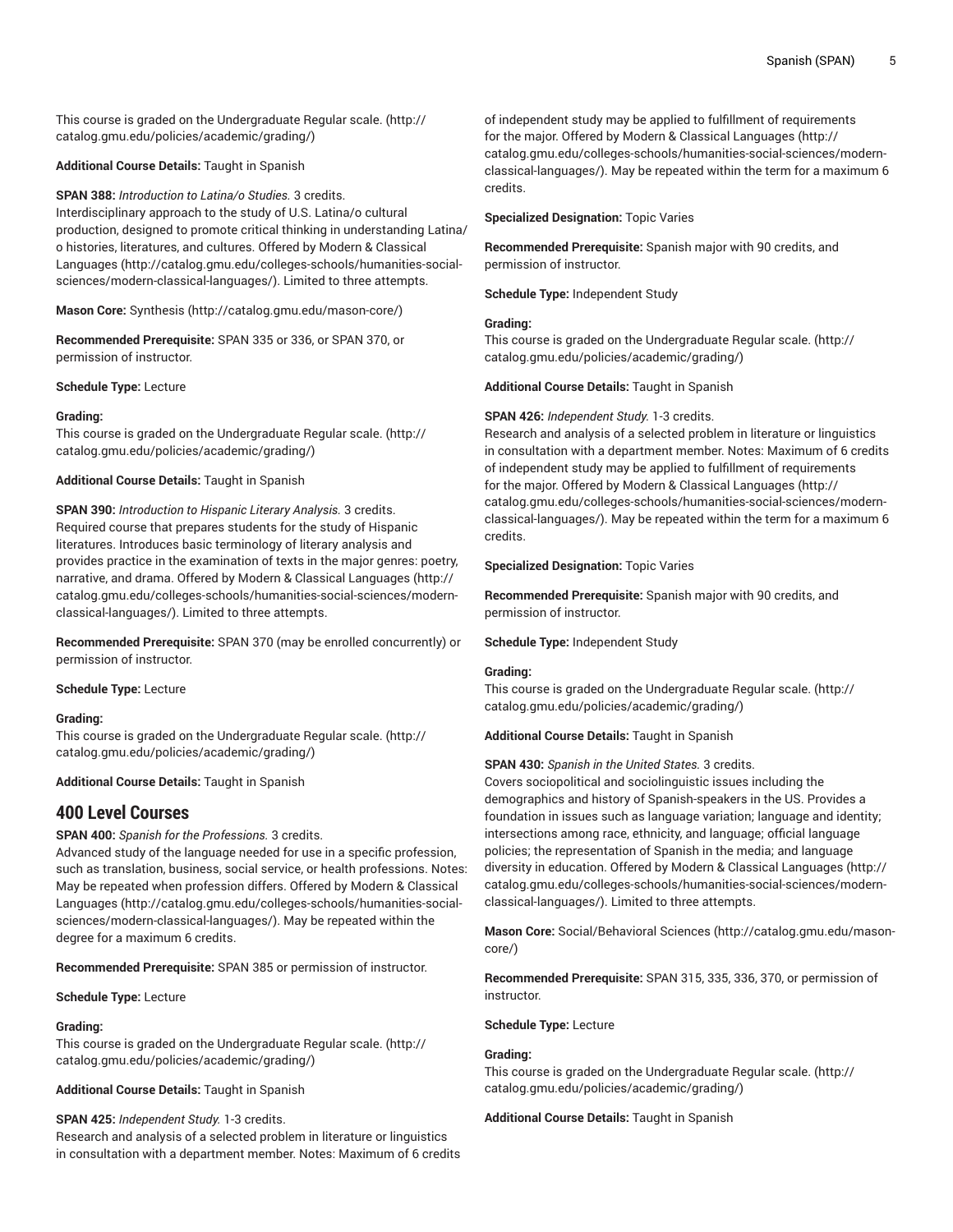This course is graded on the Undergraduate Regular scale. (http://catalog.gmu.edu/policies/academic/grading/)

**Additional Course Details:** Taught in Spanish

**SPAN 388:** *Introduction to Latina/o Studies.* 3 credits.
Interdisciplinary approach to the study of U.S. Latina/o cultural production, designed to promote critical thinking in understanding Latina/o histories, literatures, and cultures. Offered by Modern & Classical Languages (http://catalog.gmu.edu/colleges-schools/humanities-social-sciences/modern-classical-languages/). Limited to three attempts.

**Mason Core:** Synthesis (http://catalog.gmu.edu/mason-core/)

**Recommended Prerequisite:** SPAN 335 or 336, or SPAN 370, or permission of instructor.

**Schedule Type:** Lecture

**Grading:**
This course is graded on the Undergraduate Regular scale. (http://catalog.gmu.edu/policies/academic/grading/)

**Additional Course Details:** Taught in Spanish

**SPAN 390:** *Introduction to Hispanic Literary Analysis.* 3 credits.
Required course that prepares students for the study of Hispanic literatures. Introduces basic terminology of literary analysis and provides practice in the examination of texts in the major genres: poetry, narrative, and drama. Offered by Modern & Classical Languages (http://catalog.gmu.edu/colleges-schools/humanities-social-sciences/modern-classical-languages/). Limited to three attempts.

**Recommended Prerequisite:** SPAN 370 (may be enrolled concurrently) or permission of instructor.

**Schedule Type:** Lecture

**Grading:**
This course is graded on the Undergraduate Regular scale. (http://catalog.gmu.edu/policies/academic/grading/)

**Additional Course Details:** Taught in Spanish

## 400 Level Courses

**SPAN 400:** *Spanish for the Professions.* 3 credits.
Advanced study of the language needed for use in a specific profession, such as translation, business, social service, or health professions. Notes: May be repeated when profession differs. Offered by Modern & Classical Languages (http://catalog.gmu.edu/colleges-schools/humanities-social-sciences/modern-classical-languages/). May be repeated within the degree for a maximum 6 credits.

**Recommended Prerequisite:** SPAN 385 or permission of instructor.

**Schedule Type:** Lecture

**Grading:**
This course is graded on the Undergraduate Regular scale. (http://catalog.gmu.edu/policies/academic/grading/)

**Additional Course Details:** Taught in Spanish

**SPAN 425:** *Independent Study.* 1-3 credits.
Research and analysis of a selected problem in literature or linguistics in consultation with a department member. Notes: Maximum of 6 credits of independent study may be applied to fulfillment of requirements for the major. Offered by Modern & Classical Languages (http://catalog.gmu.edu/colleges-schools/humanities-social-sciences/modern-classical-languages/). May be repeated within the term for a maximum 6 credits.

**Specialized Designation:** Topic Varies

**Recommended Prerequisite:** Spanish major with 90 credits, and permission of instructor.

**Schedule Type:** Independent Study

**Grading:**
This course is graded on the Undergraduate Regular scale. (http://catalog.gmu.edu/policies/academic/grading/)

**Additional Course Details:** Taught in Spanish

**SPAN 426:** *Independent Study.* 1-3 credits.
Research and analysis of a selected problem in literature or linguistics in consultation with a department member. Notes: Maximum of 6 credits of independent study may be applied to fulfillment of requirements for the major. Offered by Modern & Classical Languages (http://catalog.gmu.edu/colleges-schools/humanities-social-sciences/modern-classical-languages/). May be repeated within the term for a maximum 6 credits.

**Specialized Designation:** Topic Varies

**Recommended Prerequisite:** Spanish major with 90 credits, and permission of instructor.

**Schedule Type:** Independent Study

**Grading:**
This course is graded on the Undergraduate Regular scale. (http://catalog.gmu.edu/policies/academic/grading/)

**Additional Course Details:** Taught in Spanish

**SPAN 430:** *Spanish in the United States.* 3 credits.
Covers sociopolitical and sociolinguistic issues including the demographics and history of Spanish-speakers in the US. Provides a foundation in issues such as language variation; language and identity; intersections among race, ethnicity, and language; official language policies; the representation of Spanish in the media; and language diversity in education. Offered by Modern & Classical Languages (http://catalog.gmu.edu/colleges-schools/humanities-social-sciences/modern-classical-languages/). Limited to three attempts.

**Mason Core:** Social/Behavioral Sciences (http://catalog.gmu.edu/mason-core/)

**Recommended Prerequisite:** SPAN 315, 335, 336, 370, or permission of instructor.

**Schedule Type:** Lecture

**Grading:**
This course is graded on the Undergraduate Regular scale. (http://catalog.gmu.edu/policies/academic/grading/)

**Additional Course Details:** Taught in Spanish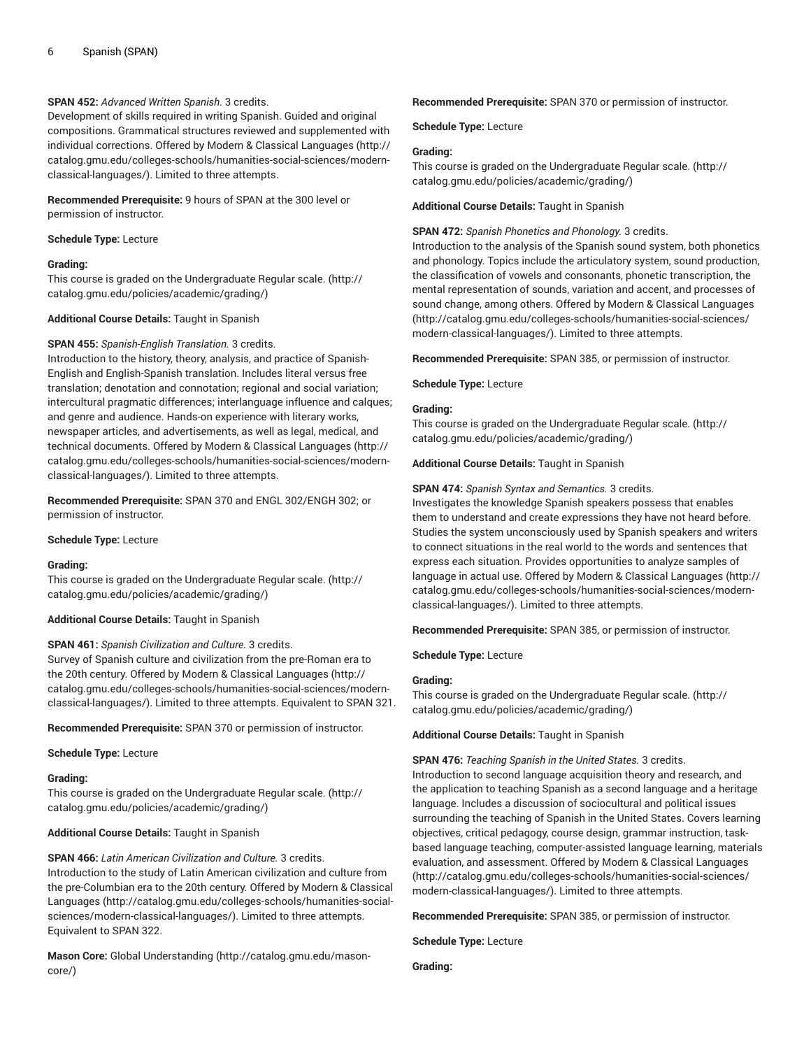**SPAN 452:** *Advanced Written Spanish.* 3 credits.
Development of skills required in writing Spanish. Guided and original compositions. Grammatical structures reviewed and supplemented with individual corrections. Offered by Modern & Classical Languages (http://catalog.gmu.edu/colleges-schools/humanities-social-sciences/modern-classical-languages/). Limited to three attempts.

**Recommended Prerequisite:** 9 hours of SPAN at the 300 level or permission of instructor.

**Schedule Type:** Lecture

**Grading:**
This course is graded on the Undergraduate Regular scale. (http://catalog.gmu.edu/policies/academic/grading/)

**Additional Course Details:** Taught in Spanish

**SPAN 455:** *Spanish-English Translation.* 3 credits.
Introduction to the history, theory, analysis, and practice of Spanish-English and English-Spanish translation. Includes literal versus free translation; denotation and connotation; regional and social variation; intercultural pragmatic differences; interlanguage influence and calques; and genre and audience. Hands-on experience with literary works, newspaper articles, and advertisements, as well as legal, medical, and technical documents. Offered by Modern & Classical Languages (http://catalog.gmu.edu/colleges-schools/humanities-social-sciences/modern-classical-languages/). Limited to three attempts.

**Recommended Prerequisite:** SPAN 370 and ENGL 302/ENGH 302; or permission of instructor.

**Schedule Type:** Lecture

**Grading:**
This course is graded on the Undergraduate Regular scale. (http://catalog.gmu.edu/policies/academic/grading/)

**Additional Course Details:** Taught in Spanish

**SPAN 461:** *Spanish Civilization and Culture.* 3 credits.
Survey of Spanish culture and civilization from the pre-Roman era to the 20th century. Offered by Modern & Classical Languages (http://catalog.gmu.edu/colleges-schools/humanities-social-sciences/modern-classical-languages/). Limited to three attempts. Equivalent to SPAN 321.

**Recommended Prerequisite:** SPAN 370 or permission of instructor.

**Schedule Type:** Lecture

**Grading:**
This course is graded on the Undergraduate Regular scale. (http://catalog.gmu.edu/policies/academic/grading/)

**Additional Course Details:** Taught in Spanish

**SPAN 466:** *Latin American Civilization and Culture.* 3 credits.
Introduction to the study of Latin American civilization and culture from the pre-Columbian era to the 20th century. Offered by Modern & Classical Languages (http://catalog.gmu.edu/colleges-schools/humanities-social-sciences/modern-classical-languages/). Limited to three attempts. Equivalent to SPAN 322.

**Mason Core:** Global Understanding (http://catalog.gmu.edu/mason-core/)

**Recommended Prerequisite:** SPAN 370 or permission of instructor.

**Schedule Type:** Lecture

**Grading:**
This course is graded on the Undergraduate Regular scale. (http://catalog.gmu.edu/policies/academic/grading/)

**Additional Course Details:** Taught in Spanish

**SPAN 472:** *Spanish Phonetics and Phonology.* 3 credits.
Introduction to the analysis of the Spanish sound system, both phonetics and phonology. Topics include the articulatory system, sound production, the classification of vowels and consonants, phonetic transcription, the mental representation of sounds, variation and accent, and processes of sound change, among others. Offered by Modern & Classical Languages (http://catalog.gmu.edu/colleges-schools/humanities-social-sciences/modern-classical-languages/). Limited to three attempts.

**Recommended Prerequisite:** SPAN 385, or permission of instructor.

**Schedule Type:** Lecture

**Grading:**
This course is graded on the Undergraduate Regular scale. (http://catalog.gmu.edu/policies/academic/grading/)

**Additional Course Details:** Taught in Spanish

**SPAN 474:** *Spanish Syntax and Semantics.* 3 credits.
Investigates the knowledge Spanish speakers possess that enables them to understand and create expressions they have not heard before. Studies the system unconsciously used by Spanish speakers and writers to connect situations in the real world to the words and sentences that express each situation. Provides opportunities to analyze samples of language in actual use. Offered by Modern & Classical Languages (http://catalog.gmu.edu/colleges-schools/humanities-social-sciences/modern-classical-languages/). Limited to three attempts.

**Recommended Prerequisite:** SPAN 385, or permission of instructor.

**Schedule Type:** Lecture

**Grading:**
This course is graded on the Undergraduate Regular scale. (http://catalog.gmu.edu/policies/academic/grading/)

**Additional Course Details:** Taught in Spanish

**SPAN 476:** *Teaching Spanish in the United States.* 3 credits.
Introduction to second language acquisition theory and research, and the application to teaching Spanish as a second language and a heritage language. Includes a discussion of sociocultural and political issues surrounding the teaching of Spanish in the United States. Covers learning objectives, critical pedagogy, course design, grammar instruction, task-based language teaching, computer-assisted language learning, materials evaluation, and assessment. Offered by Modern & Classical Languages (http://catalog.gmu.edu/colleges-schools/humanities-social-sciences/modern-classical-languages/). Limited to three attempts.

**Recommended Prerequisite:** SPAN 385, or permission of instructor.

**Schedule Type:** Lecture

**Grading:**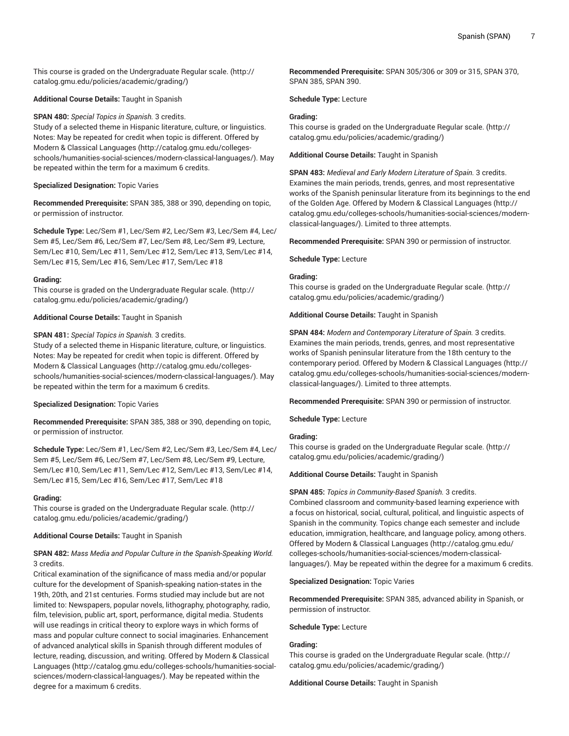This course is graded on the Undergraduate Regular scale. (http://catalog.gmu.edu/policies/academic/grading/)

**Additional Course Details:** Taught in Spanish

**SPAN 480:** *Special Topics in Spanish.* 3 credits.
Study of a selected theme in Hispanic literature, culture, or linguistics. Notes: May be repeated for credit when topic is different. Offered by Modern & Classical Languages (http://catalog.gmu.edu/colleges-schools/humanities-social-sciences/modern-classical-languages/). May be repeated within the term for a maximum 6 credits.

**Specialized Designation:** Topic Varies

**Recommended Prerequisite:** SPAN 385, 388 or 390, depending on topic, or permission of instructor.

**Schedule Type:** Lec/Sem #1, Lec/Sem #2, Lec/Sem #3, Lec/Sem #4, Lec/Sem #5, Lec/Sem #6, Lec/Sem #7, Lec/Sem #8, Lec/Sem #9, Lecture, Sem/Lec #10, Sem/Lec #11, Sem/Lec #12, Sem/Lec #13, Sem/Lec #14, Sem/Lec #15, Sem/Lec #16, Sem/Lec #17, Sem/Lec #18

**Grading:**
This course is graded on the Undergraduate Regular scale. (http://catalog.gmu.edu/policies/academic/grading/)

**Additional Course Details:** Taught in Spanish

**SPAN 481:** *Special Topics in Spanish.* 3 credits.
Study of a selected theme in Hispanic literature, culture, or linguistics. Notes: May be repeated for credit when topic is different. Offered by Modern & Classical Languages (http://catalog.gmu.edu/colleges-schools/humanities-social-sciences/modern-classical-languages/). May be repeated within the term for a maximum 6 credits.

**Specialized Designation:** Topic Varies

**Recommended Prerequisite:** SPAN 385, 388 or 390, depending on topic, or permission of instructor.

**Schedule Type:** Lec/Sem #1, Lec/Sem #2, Lec/Sem #3, Lec/Sem #4, Lec/Sem #5, Lec/Sem #6, Lec/Sem #7, Lec/Sem #8, Lec/Sem #9, Lecture, Sem/Lec #10, Sem/Lec #11, Sem/Lec #12, Sem/Lec #13, Sem/Lec #14, Sem/Lec #15, Sem/Lec #16, Sem/Lec #17, Sem/Lec #18

**Grading:**
This course is graded on the Undergraduate Regular scale. (http://catalog.gmu.edu/policies/academic/grading/)

**Additional Course Details:** Taught in Spanish

**SPAN 482:** *Mass Media and Popular Culture in the Spanish-Speaking World.* 3 credits.
Critical examination of the significance of mass media and/or popular culture for the development of Spanish-speaking nation-states in the 19th, 20th, and 21st centuries. Forms studied may include but are not limited to: Newspapers, popular novels, lithography, photography, radio, film, television, public art, sport, performance, digital media. Students will use readings in critical theory to explore ways in which forms of mass and popular culture connect to social imaginaries. Enhancement of advanced analytical skills in Spanish through different modules of lecture, reading, discussion, and writing. Offered by Modern & Classical Languages (http://catalog.gmu.edu/colleges-schools/humanities-social-sciences/modern-classical-languages/). May be repeated within the degree for a maximum 6 credits.

**Recommended Prerequisite:** SPAN 305/306 or 309 or 315, SPAN 370, SPAN 385, SPAN 390.

**Schedule Type:** Lecture

**Grading:**
This course is graded on the Undergraduate Regular scale. (http://catalog.gmu.edu/policies/academic/grading/)

**Additional Course Details:** Taught in Spanish

**SPAN 483:** *Medieval and Early Modern Literature of Spain.* 3 credits.
Examines the main periods, trends, genres, and most representative works of the Spanish peninsular literature from its beginnings to the end of the Golden Age. Offered by Modern & Classical Languages (http://catalog.gmu.edu/colleges-schools/humanities-social-sciences/modern-classical-languages/). Limited to three attempts.

**Recommended Prerequisite:** SPAN 390 or permission of instructor.

**Schedule Type:** Lecture

**Grading:**
This course is graded on the Undergraduate Regular scale. (http://catalog.gmu.edu/policies/academic/grading/)

**Additional Course Details:** Taught in Spanish

**SPAN 484:** *Modern and Contemporary Literature of Spain.* 3 credits.
Examines the main periods, trends, genres, and most representative works of Spanish peninsular literature from the 18th century to the contemporary period. Offered by Modern & Classical Languages (http://catalog.gmu.edu/colleges-schools/humanities-social-sciences/modern-classical-languages/). Limited to three attempts.

**Recommended Prerequisite:** SPAN 390 or permission of instructor.

**Schedule Type:** Lecture

**Grading:**
This course is graded on the Undergraduate Regular scale. (http://catalog.gmu.edu/policies/academic/grading/)

**Additional Course Details:** Taught in Spanish

**SPAN 485:** *Topics in Community-Based Spanish.* 3 credits.
Combined classroom and community-based learning experience with a focus on historical, social, cultural, political, and linguistic aspects of Spanish in the community. Topics change each semester and include education, immigration, healthcare, and language policy, among others. Offered by Modern & Classical Languages (http://catalog.gmu.edu/colleges-schools/humanities-social-sciences/modern-classical-languages/). May be repeated within the degree for a maximum 6 credits.

**Specialized Designation:** Topic Varies

**Recommended Prerequisite:** SPAN 385, advanced ability in Spanish, or permission of instructor.

**Schedule Type:** Lecture

**Grading:**
This course is graded on the Undergraduate Regular scale. (http://catalog.gmu.edu/policies/academic/grading/)

**Additional Course Details:** Taught in Spanish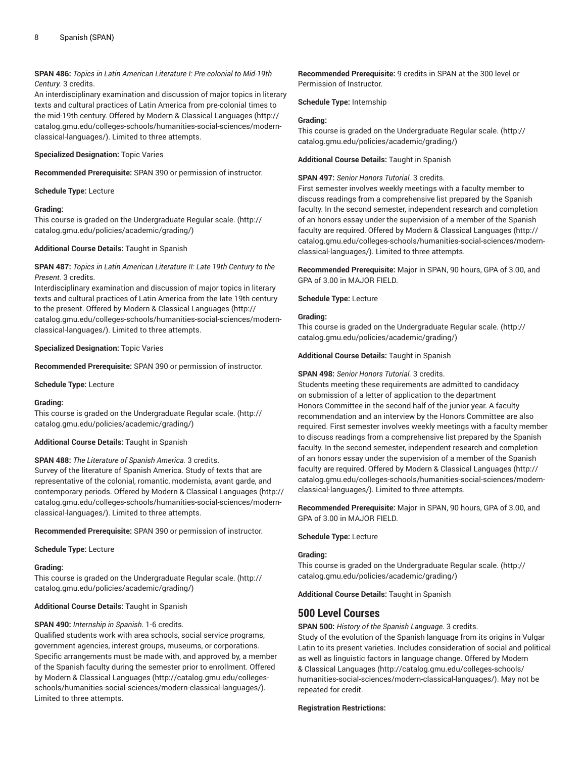**SPAN 486:** *Topics in Latin American Literature I: Pre-colonial to Mid-19th Century.* 3 credits.
An interdisciplinary examination and discussion of major topics in literary texts and cultural practices of Latin America from pre-colonial times to the mid-19th century. Offered by Modern & Classical Languages (http://catalog.gmu.edu/colleges-schools/humanities-social-sciences/modern-classical-languages/). Limited to three attempts.

**Specialized Designation:** Topic Varies

**Recommended Prerequisite:** SPAN 390 or permission of instructor.

**Schedule Type:** Lecture

**Grading:**
This course is graded on the Undergraduate Regular scale. (http://catalog.gmu.edu/policies/academic/grading/)

**Additional Course Details:** Taught in Spanish

**SPAN 487:** *Topics in Latin American Literature II: Late 19th Century to the Present.* 3 credits.
Interdisciplinary examination and discussion of major topics in literary texts and cultural practices of Latin America from the late 19th century to the present. Offered by Modern & Classical Languages (http://catalog.gmu.edu/colleges-schools/humanities-social-sciences/modern-classical-languages/). Limited to three attempts.

**Specialized Designation:** Topic Varies

**Recommended Prerequisite:** SPAN 390 or permission of instructor.

**Schedule Type:** Lecture

**Grading:**
This course is graded on the Undergraduate Regular scale. (http://catalog.gmu.edu/policies/academic/grading/)

**Additional Course Details:** Taught in Spanish

**SPAN 488:** *The Literature of Spanish America.* 3 credits.
Survey of the literature of Spanish America. Study of texts that are representative of the colonial, romantic, modernista, avant garde, and contemporary periods. Offered by Modern & Classical Languages (http://catalog.gmu.edu/colleges-schools/humanities-social-sciences/modern-classical-languages/). Limited to three attempts.

**Recommended Prerequisite:** SPAN 390 or permission of instructor.

**Schedule Type:** Lecture

**Grading:**
This course is graded on the Undergraduate Regular scale. (http://catalog.gmu.edu/policies/academic/grading/)

**Additional Course Details:** Taught in Spanish

**SPAN 490:** *Internship in Spanish.* 1-6 credits.
Qualified students work with area schools, social service programs, government agencies, interest groups, museums, or corporations. Specific arrangements must be made with, and approved by, a member of the Spanish faculty during the semester prior to enrollment. Offered by Modern & Classical Languages (http://catalog.gmu.edu/colleges-schools/humanities-social-sciences/modern-classical-languages/). Limited to three attempts.

**Recommended Prerequisite:** 9 credits in SPAN at the 300 level or Permission of Instructor.

**Schedule Type:** Internship

**Grading:**
This course is graded on the Undergraduate Regular scale. (http://catalog.gmu.edu/policies/academic/grading/)

**Additional Course Details:** Taught in Spanish

**SPAN 497:** *Senior Honors Tutorial.* 3 credits.
First semester involves weekly meetings with a faculty member to discuss readings from a comprehensive list prepared by the Spanish faculty. In the second semester, independent research and completion of an honors essay under the supervision of a member of the Spanish faculty are required. Offered by Modern & Classical Languages (http://catalog.gmu.edu/colleges-schools/humanities-social-sciences/modern-classical-languages/). Limited to three attempts.

**Recommended Prerequisite:** Major in SPAN, 90 hours, GPA of 3.00, and GPA of 3.00 in MAJOR FIELD.

**Schedule Type:** Lecture

**Grading:**
This course is graded on the Undergraduate Regular scale. (http://catalog.gmu.edu/policies/academic/grading/)

**Additional Course Details:** Taught in Spanish

**SPAN 498:** *Senior Honors Tutorial.* 3 credits.
Students meeting these requirements are admitted to candidacy on submission of a letter of application to the department Honors Committee in the second half of the junior year. A faculty recommendation and an interview by the Honors Committee are also required. First semester involves weekly meetings with a faculty member to discuss readings from a comprehensive list prepared by the Spanish faculty. In the second semester, independent research and completion of an honors essay under the supervision of a member of the Spanish faculty are required. Offered by Modern & Classical Languages (http://catalog.gmu.edu/colleges-schools/humanities-social-sciences/modern-classical-languages/). Limited to three attempts.

**Recommended Prerequisite:** Major in SPAN, 90 hours, GPA of 3.00, and GPA of 3.00 in MAJOR FIELD.

**Schedule Type:** Lecture

**Grading:**
This course is graded on the Undergraduate Regular scale. (http://catalog.gmu.edu/policies/academic/grading/)

**Additional Course Details:** Taught in Spanish

## 500 Level Courses

**SPAN 500:** *History of the Spanish Language.* 3 credits.
Study of the evolution of the Spanish language from its origins in Vulgar Latin to its present varieties. Includes consideration of social and political as well as linguistic factors in language change. Offered by Modern & Classical Languages (http://catalog.gmu.edu/colleges-schools/humanities-social-sciences/modern-classical-languages/). May not be repeated for credit.

**Registration Restrictions:**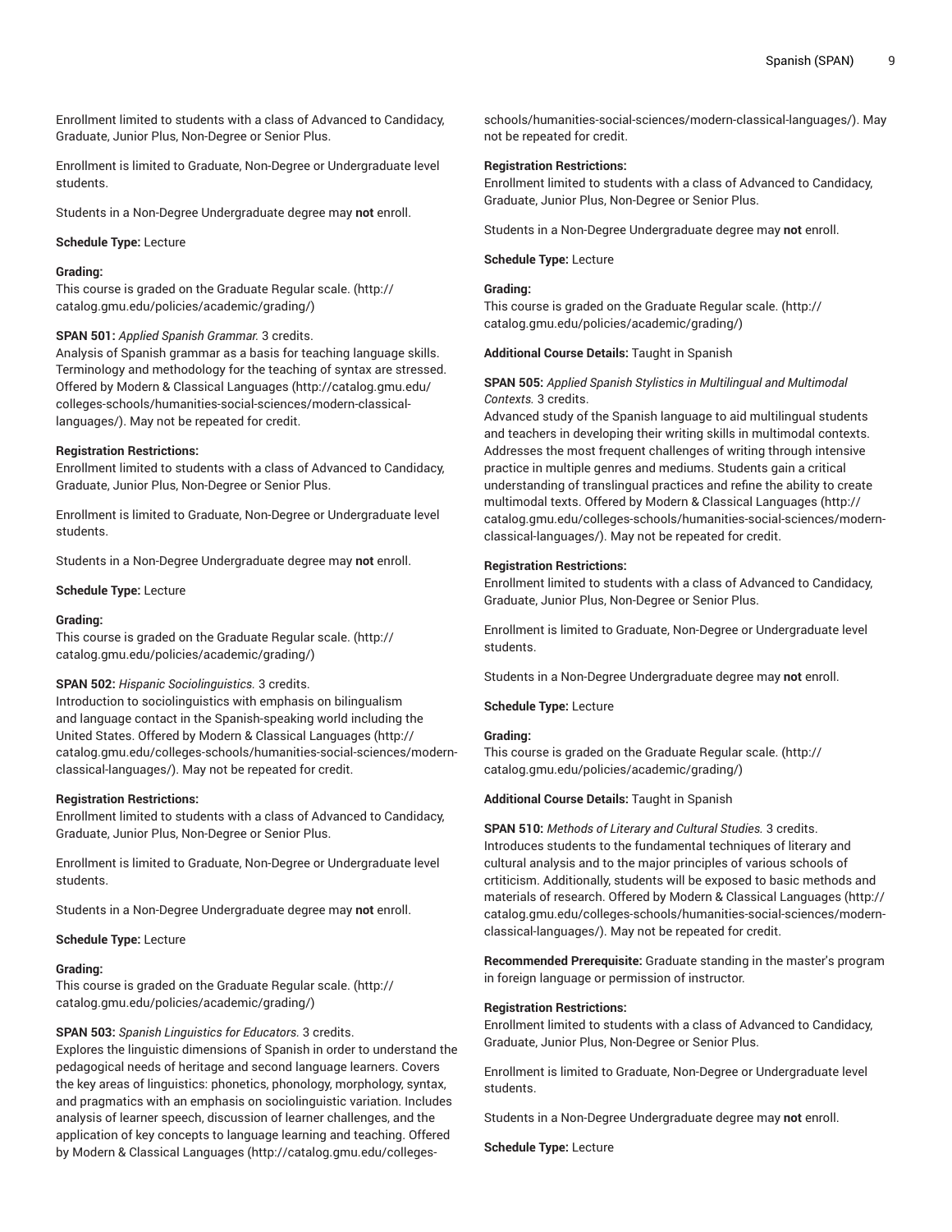Enrollment limited to students with a class of Advanced to Candidacy, Graduate, Junior Plus, Non-Degree or Senior Plus.

Enrollment is limited to Graduate, Non-Degree or Undergraduate level students.

Students in a Non-Degree Undergraduate degree may **not** enroll.

**Schedule Type:** Lecture

**Grading:**
This course is graded on the Graduate Regular scale. (http://catalog.gmu.edu/policies/academic/grading/)

**SPAN 501:** *Applied Spanish Grammar.* 3 credits.
Analysis of Spanish grammar as a basis for teaching language skills. Terminology and methodology for the teaching of syntax are stressed. Offered by Modern & Classical Languages (http://catalog.gmu.edu/colleges-schools/humanities-social-sciences/modern-classical-languages/). May not be repeated for credit.

**Registration Restrictions:**
Enrollment limited to students with a class of Advanced to Candidacy, Graduate, Junior Plus, Non-Degree or Senior Plus.

Enrollment is limited to Graduate, Non-Degree or Undergraduate level students.

Students in a Non-Degree Undergraduate degree may **not** enroll.

**Schedule Type:** Lecture

**Grading:**
This course is graded on the Graduate Regular scale. (http://catalog.gmu.edu/policies/academic/grading/)

**SPAN 502:** *Hispanic Sociolinguistics.* 3 credits.
Introduction to sociolinguistics with emphasis on bilingualism and language contact in the Spanish-speaking world including the United States. Offered by Modern & Classical Languages (http://catalog.gmu.edu/colleges-schools/humanities-social-sciences/modern-classical-languages/). May not be repeated for credit.

**Registration Restrictions:**
Enrollment limited to students with a class of Advanced to Candidacy, Graduate, Junior Plus, Non-Degree or Senior Plus.

Enrollment is limited to Graduate, Non-Degree or Undergraduate level students.

Students in a Non-Degree Undergraduate degree may **not** enroll.

**Schedule Type:** Lecture

**Grading:**
This course is graded on the Graduate Regular scale. (http://catalog.gmu.edu/policies/academic/grading/)

**SPAN 503:** *Spanish Linguistics for Educators.* 3 credits.
Explores the linguistic dimensions of Spanish in order to understand the pedagogical needs of heritage and second language learners. Covers the key areas of linguistics: phonetics, phonology, morphology, syntax, and pragmatics with an emphasis on sociolinguistic variation. Includes analysis of learner speech, discussion of learner challenges, and the application of key concepts to language learning and teaching. Offered by Modern & Classical Languages (http://catalog.gmu.edu/colleges-schools/humanities-social-sciences/modern-classical-languages/). May not be repeated for credit.

**Registration Restrictions:**
Enrollment limited to students with a class of Advanced to Candidacy, Graduate, Junior Plus, Non-Degree or Senior Plus.

Students in a Non-Degree Undergraduate degree may **not** enroll.

**Schedule Type:** Lecture

**Grading:**
This course is graded on the Graduate Regular scale. (http://catalog.gmu.edu/policies/academic/grading/)

**Additional Course Details:** Taught in Spanish

**SPAN 505:** *Applied Spanish Stylistics in Multilingual and Multimodal Contexts.* 3 credits.
Advanced study of the Spanish language to aid multilingual students and teachers in developing their writing skills in multimodal contexts. Addresses the most frequent challenges of writing through intensive practice in multiple genres and mediums. Students gain a critical understanding of translingual practices and refine the ability to create multimodal texts. Offered by Modern & Classical Languages (http://catalog.gmu.edu/colleges-schools/humanities-social-sciences/modern-classical-languages/). May not be repeated for credit.

**Registration Restrictions:**
Enrollment limited to students with a class of Advanced to Candidacy, Graduate, Junior Plus, Non-Degree or Senior Plus.

Enrollment is limited to Graduate, Non-Degree or Undergraduate level students.

Students in a Non-Degree Undergraduate degree may **not** enroll.

**Schedule Type:** Lecture

**Grading:**
This course is graded on the Graduate Regular scale. (http://catalog.gmu.edu/policies/academic/grading/)

**Additional Course Details:** Taught in Spanish

**SPAN 510:** *Methods of Literary and Cultural Studies.* 3 credits.
Introduces students to the fundamental techniques of literary and cultural analysis and to the major principles of various schools of crtiticism. Additionally, students will be exposed to basic methods and materials of research. Offered by Modern & Classical Languages (http://catalog.gmu.edu/colleges-schools/humanities-social-sciences/modern-classical-languages/). May not be repeated for credit.

**Recommended Prerequisite:** Graduate standing in the master's program in foreign language or permission of instructor.

**Registration Restrictions:**
Enrollment limited to students with a class of Advanced to Candidacy, Graduate, Junior Plus, Non-Degree or Senior Plus.

Enrollment is limited to Graduate, Non-Degree or Undergraduate level students.

Students in a Non-Degree Undergraduate degree may **not** enroll.

**Schedule Type:** Lecture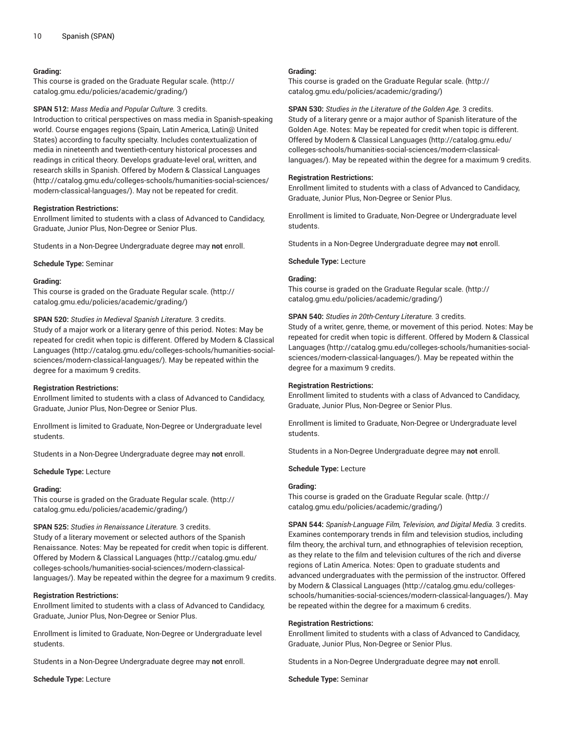**Grading:**
This course is graded on the Graduate Regular scale. (http://catalog.gmu.edu/policies/academic/grading/)

**SPAN 512:** *Mass Media and Popular Culture.* 3 credits.
Introduction to critical perspectives on mass media in Spanish-speaking world. Course engages regions (Spain, Latin America, Latin@ United States) according to faculty specialty. Includes contextualization of media in nineteenth and twentieth-century historical processes and readings in critical theory. Develops graduate-level oral, written, and research skills in Spanish. Offered by Modern & Classical Languages (http://catalog.gmu.edu/colleges-schools/humanities-social-sciences/modern-classical-languages/). May not be repeated for credit.

**Registration Restrictions:**
Enrollment limited to students with a class of Advanced to Candidacy, Graduate, Junior Plus, Non-Degree or Senior Plus.

Students in a Non-Degree Undergraduate degree may **not** enroll.

**Schedule Type:** Seminar

**Grading:**
This course is graded on the Graduate Regular scale. (http://catalog.gmu.edu/policies/academic/grading/)

**SPAN 520:** *Studies in Medieval Spanish Literature.* 3 credits.
Study of a major work or a literary genre of this period. Notes: May be repeated for credit when topic is different. Offered by Modern & Classical Languages (http://catalog.gmu.edu/colleges-schools/humanities-social-sciences/modern-classical-languages/). May be repeated within the degree for a maximum 9 credits.

**Registration Restrictions:**
Enrollment limited to students with a class of Advanced to Candidacy, Graduate, Junior Plus, Non-Degree or Senior Plus.

Enrollment is limited to Graduate, Non-Degree or Undergraduate level students.

Students in a Non-Degree Undergraduate degree may **not** enroll.

**Schedule Type:** Lecture

**Grading:**
This course is graded on the Graduate Regular scale. (http://catalog.gmu.edu/policies/academic/grading/)

**SPAN 525:** *Studies in Renaissance Literature.* 3 credits.
Study of a literary movement or selected authors of the Spanish Renaissance. Notes: May be repeated for credit when topic is different. Offered by Modern & Classical Languages (http://catalog.gmu.edu/colleges-schools/humanities-social-sciences/modern-classical-languages/). May be repeated within the degree for a maximum 9 credits.

**Registration Restrictions:**
Enrollment limited to students with a class of Advanced to Candidacy, Graduate, Junior Plus, Non-Degree or Senior Plus.

Enrollment is limited to Graduate, Non-Degree or Undergraduate level students.

Students in a Non-Degree Undergraduate degree may **not** enroll.

**Schedule Type:** Lecture

**Grading:**
This course is graded on the Graduate Regular scale. (http://catalog.gmu.edu/policies/academic/grading/)

**SPAN 530:** *Studies in the Literature of the Golden Age.* 3 credits.
Study of a literary genre or a major author of Spanish literature of the Golden Age. Notes: May be repeated for credit when topic is different. Offered by Modern & Classical Languages (http://catalog.gmu.edu/colleges-schools/humanities-social-sciences/modern-classical-languages/). May be repeated within the degree for a maximum 9 credits.

**Registration Restrictions:**
Enrollment limited to students with a class of Advanced to Candidacy, Graduate, Junior Plus, Non-Degree or Senior Plus.

Enrollment is limited to Graduate, Non-Degree or Undergraduate level students.

Students in a Non-Degree Undergraduate degree may **not** enroll.

**Schedule Type:** Lecture

**Grading:**
This course is graded on the Graduate Regular scale. (http://catalog.gmu.edu/policies/academic/grading/)

**SPAN 540:** *Studies in 20th-Century Literature.* 3 credits.
Study of a writer, genre, theme, or movement of this period. Notes: May be repeated for credit when topic is different. Offered by Modern & Classical Languages (http://catalog.gmu.edu/colleges-schools/humanities-social-sciences/modern-classical-languages/). May be repeated within the degree for a maximum 9 credits.

**Registration Restrictions:**
Enrollment limited to students with a class of Advanced to Candidacy, Graduate, Junior Plus, Non-Degree or Senior Plus.

Enrollment is limited to Graduate, Non-Degree or Undergraduate level students.

Students in a Non-Degree Undergraduate degree may **not** enroll.

**Schedule Type:** Lecture

**Grading:**
This course is graded on the Graduate Regular scale. (http://catalog.gmu.edu/policies/academic/grading/)

**SPAN 544:** *Spanish-Language Film, Television, and Digital Media.* 3 credits.
Examines contemporary trends in film and television studios, including film theory, the archival turn, and ethnographies of television reception, as they relate to the film and television cultures of the rich and diverse regions of Latin America. Notes: Open to graduate students and advanced undergraduates with the permission of the instructor. Offered by Modern & Classical Languages (http://catalog.gmu.edu/colleges-schools/humanities-social-sciences/modern-classical-languages/). May be repeated within the degree for a maximum 6 credits.

**Registration Restrictions:**
Enrollment limited to students with a class of Advanced to Candidacy, Graduate, Junior Plus, Non-Degree or Senior Plus.

Students in a Non-Degree Undergraduate degree may **not** enroll.

**Schedule Type:** Seminar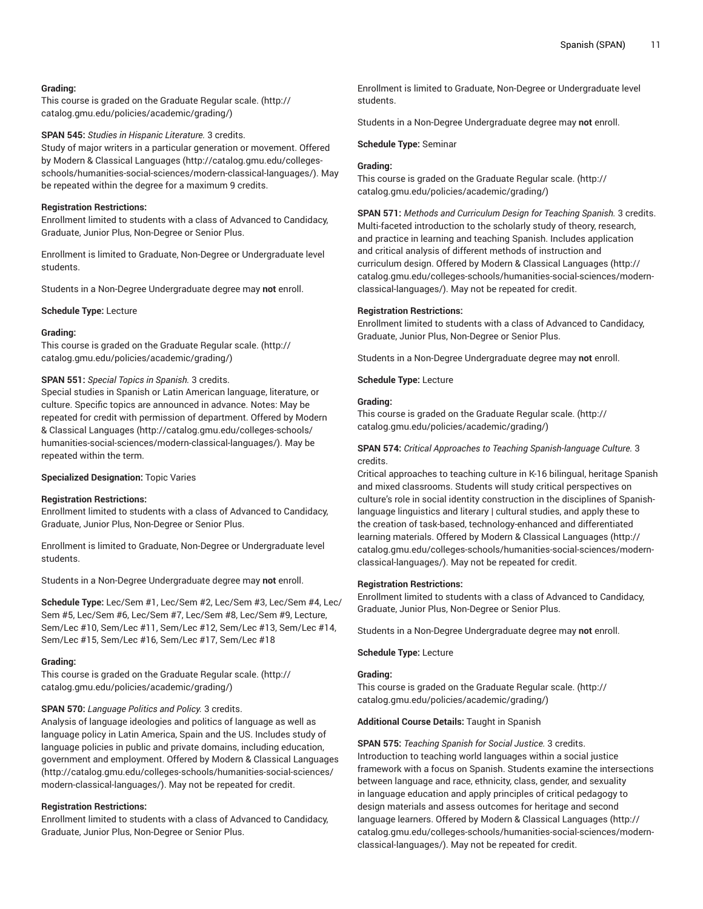**Grading:**
This course is graded on the Graduate Regular scale. (http://catalog.gmu.edu/policies/academic/grading/)

**SPAN 545:** *Studies in Hispanic Literature.* 3 credits.
Study of major writers in a particular generation or movement. Offered by Modern & Classical Languages (http://catalog.gmu.edu/colleges-schools/humanities-social-sciences/modern-classical-languages/). May be repeated within the degree for a maximum 9 credits.

**Registration Restrictions:**
Enrollment limited to students with a class of Advanced to Candidacy, Graduate, Junior Plus, Non-Degree or Senior Plus.

Enrollment is limited to Graduate, Non-Degree or Undergraduate level students.

Students in a Non-Degree Undergraduate degree may **not** enroll.

**Schedule Type:** Lecture

**Grading:**
This course is graded on the Graduate Regular scale. (http://catalog.gmu.edu/policies/academic/grading/)

**SPAN 551:** *Special Topics in Spanish.* 3 credits.
Special studies in Spanish or Latin American language, literature, or culture. Specific topics are announced in advance. Notes: May be repeated for credit with permission of department. Offered by Modern & Classical Languages (http://catalog.gmu.edu/colleges-schools/humanities-social-sciences/modern-classical-languages/). May be repeated within the term.

**Specialized Designation:** Topic Varies

**Registration Restrictions:**
Enrollment limited to students with a class of Advanced to Candidacy, Graduate, Junior Plus, Non-Degree or Senior Plus.

Enrollment is limited to Graduate, Non-Degree or Undergraduate level students.

Students in a Non-Degree Undergraduate degree may **not** enroll.

**Schedule Type:** Lec/Sem #1, Lec/Sem #2, Lec/Sem #3, Lec/Sem #4, Lec/Sem #5, Lec/Sem #6, Lec/Sem #7, Lec/Sem #8, Lec/Sem #9, Lecture, Sem/Lec #10, Sem/Lec #11, Sem/Lec #12, Sem/Lec #13, Sem/Lec #14, Sem/Lec #15, Sem/Lec #16, Sem/Lec #17, Sem/Lec #18

**Grading:**
This course is graded on the Graduate Regular scale. (http://catalog.gmu.edu/policies/academic/grading/)

**SPAN 570:** *Language Politics and Policy.* 3 credits.
Analysis of language ideologies and politics of language as well as language policy in Latin America, Spain and the US. Includes study of language policies in public and private domains, including education, government and employment. Offered by Modern & Classical Languages (http://catalog.gmu.edu/colleges-schools/humanities-social-sciences/modern-classical-languages/). May not be repeated for credit.

**Registration Restrictions:**
Enrollment limited to students with a class of Advanced to Candidacy, Graduate, Junior Plus, Non-Degree or Senior Plus.

Enrollment is limited to Graduate, Non-Degree or Undergraduate level students.

Students in a Non-Degree Undergraduate degree may **not** enroll.

**Schedule Type:** Seminar

**Grading:**
This course is graded on the Graduate Regular scale. (http://catalog.gmu.edu/policies/academic/grading/)

**SPAN 571:** *Methods and Curriculum Design for Teaching Spanish.* 3 credits.
Multi-faceted introduction to the scholarly study of theory, research, and practice in learning and teaching Spanish. Includes application and critical analysis of different methods of instruction and curriculum design. Offered by Modern & Classical Languages (http://catalog.gmu.edu/colleges-schools/humanities-social-sciences/modern-classical-languages/). May not be repeated for credit.

**Registration Restrictions:**
Enrollment limited to students with a class of Advanced to Candidacy, Graduate, Junior Plus, Non-Degree or Senior Plus.

Students in a Non-Degree Undergraduate degree may **not** enroll.

**Schedule Type:** Lecture

**Grading:**
This course is graded on the Graduate Regular scale. (http://catalog.gmu.edu/policies/academic/grading/)

**SPAN 574:** *Critical Approaches to Teaching Spanish-language Culture.* 3 credits.
Critical approaches to teaching culture in K-16 bilingual, heritage Spanish and mixed classrooms. Students will study critical perspectives on culture's role in social identity construction in the disciplines of Spanish-language linguistics and literary | cultural studies, and apply these to the creation of task-based, technology-enhanced and differentiated learning materials. Offered by Modern & Classical Languages (http://catalog.gmu.edu/colleges-schools/humanities-social-sciences/modern-classical-languages/). May not be repeated for credit.

**Registration Restrictions:**
Enrollment limited to students with a class of Advanced to Candidacy, Graduate, Junior Plus, Non-Degree or Senior Plus.

Students in a Non-Degree Undergraduate degree may **not** enroll.

**Schedule Type:** Lecture

**Grading:**
This course is graded on the Graduate Regular scale. (http://catalog.gmu.edu/policies/academic/grading/)

**Additional Course Details:** Taught in Spanish

**SPAN 575:** *Teaching Spanish for Social Justice.* 3 credits.
Introduction to teaching world languages within a social justice framework with a focus on Spanish. Students examine the intersections between language and race, ethnicity, class, gender, and sexuality in language education and apply principles of critical pedagogy to design materials and assess outcomes for heritage and second language learners. Offered by Modern & Classical Languages (http://catalog.gmu.edu/colleges-schools/humanities-social-sciences/modern-classical-languages/). May not be repeated for credit.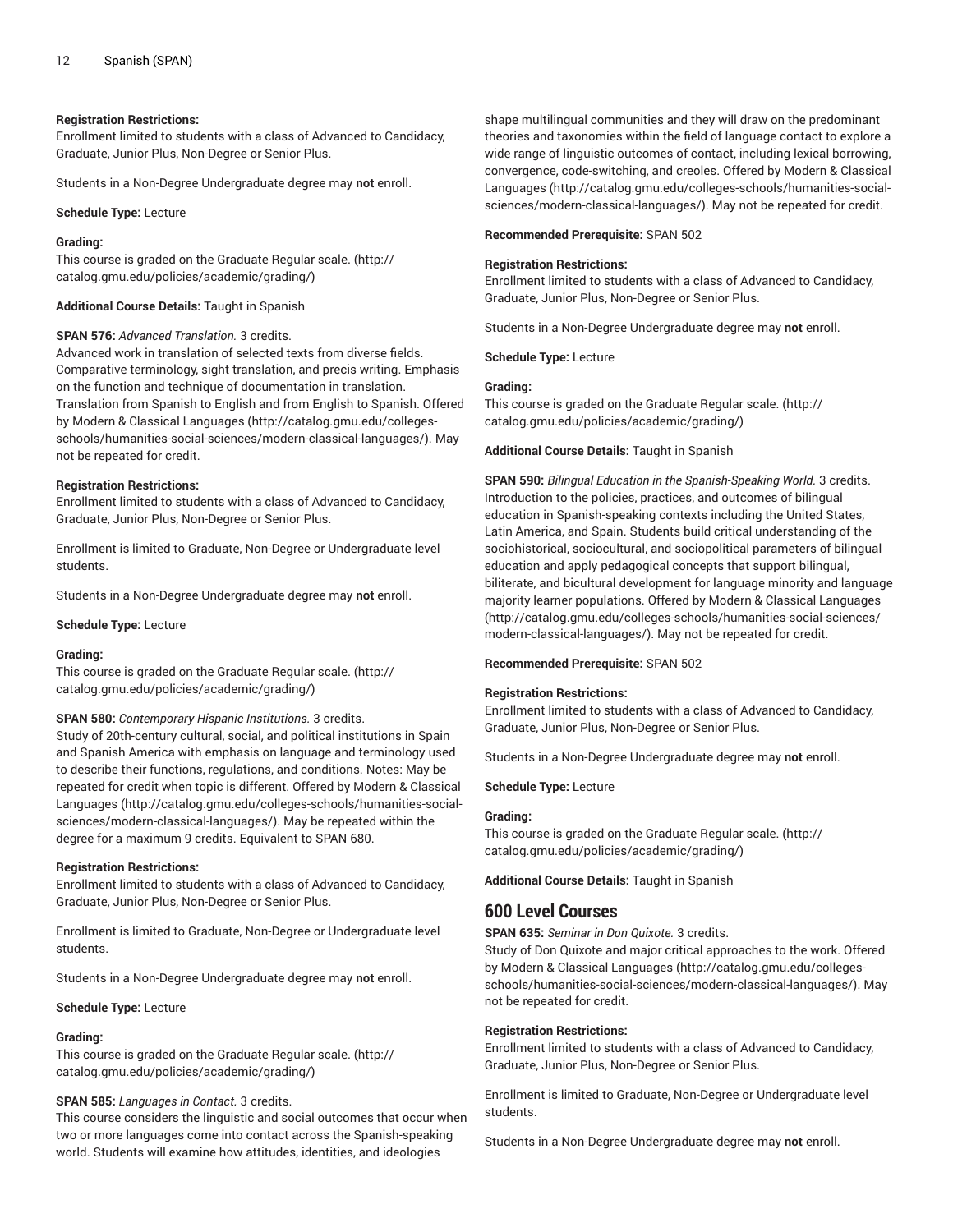**Registration Restrictions:**
Enrollment limited to students with a class of Advanced to Candidacy, Graduate, Junior Plus, Non-Degree or Senior Plus.

Students in a Non-Degree Undergraduate degree may **not** enroll.

**Schedule Type:** Lecture

**Grading:**
This course is graded on the Graduate Regular scale. (http://catalog.gmu.edu/policies/academic/grading/)

**Additional Course Details:** Taught in Spanish

**SPAN 576:** *Advanced Translation.* 3 credits.
Advanced work in translation of selected texts from diverse fields. Comparative terminology, sight translation, and precis writing. Emphasis on the function and technique of documentation in translation. Translation from Spanish to English and from English to Spanish. Offered by Modern & Classical Languages (http://catalog.gmu.edu/colleges-schools/humanities-social-sciences/modern-classical-languages/). May not be repeated for credit.

**Registration Restrictions:**
Enrollment limited to students with a class of Advanced to Candidacy, Graduate, Junior Plus, Non-Degree or Senior Plus.

Enrollment is limited to Graduate, Non-Degree or Undergraduate level students.

Students in a Non-Degree Undergraduate degree may **not** enroll.

**Schedule Type:** Lecture

**Grading:**
This course is graded on the Graduate Regular scale. (http://catalog.gmu.edu/policies/academic/grading/)

**SPAN 580:** *Contemporary Hispanic Institutions.* 3 credits.
Study of 20th-century cultural, social, and political institutions in Spain and Spanish America with emphasis on language and terminology used to describe their functions, regulations, and conditions. Notes: May be repeated for credit when topic is different. Offered by Modern & Classical Languages (http://catalog.gmu.edu/colleges-schools/humanities-social-sciences/modern-classical-languages/). May be repeated within the degree for a maximum 9 credits. Equivalent to SPAN 680.

**Registration Restrictions:**
Enrollment limited to students with a class of Advanced to Candidacy, Graduate, Junior Plus, Non-Degree or Senior Plus.

Enrollment is limited to Graduate, Non-Degree or Undergraduate level students.

Students in a Non-Degree Undergraduate degree may **not** enroll.

**Schedule Type:** Lecture

**Grading:**
This course is graded on the Graduate Regular scale. (http://catalog.gmu.edu/policies/academic/grading/)

**SPAN 585:** *Languages in Contact.* 3 credits.
This course considers the linguistic and social outcomes that occur when two or more languages come into contact across the Spanish-speaking world. Students will examine how attitudes, identities, and ideologies shape multilingual communities and they will draw on the predominant theories and taxonomies within the field of language contact to explore a wide range of linguistic outcomes of contact, including lexical borrowing, convergence, code-switching, and creoles. Offered by Modern & Classical Languages (http://catalog.gmu.edu/colleges-schools/humanities-social-sciences/modern-classical-languages/). May not be repeated for credit.

**Recommended Prerequisite:** SPAN 502

**Registration Restrictions:**
Enrollment limited to students with a class of Advanced to Candidacy, Graduate, Junior Plus, Non-Degree or Senior Plus.

Students in a Non-Degree Undergraduate degree may **not** enroll.

**Schedule Type:** Lecture

**Grading:**
This course is graded on the Graduate Regular scale. (http://catalog.gmu.edu/policies/academic/grading/)

**Additional Course Details:** Taught in Spanish

**SPAN 590:** *Bilingual Education in the Spanish-Speaking World.* 3 credits.
Introduction to the policies, practices, and outcomes of bilingual education in Spanish-speaking contexts including the United States, Latin America, and Spain. Students build critical understanding of the sociohistorical, sociocultural, and sociopolitical parameters of bilingual education and apply pedagogical concepts that support bilingual, biliterate, and bicultural development for language minority and language majority learner populations. Offered by Modern & Classical Languages (http://catalog.gmu.edu/colleges-schools/humanities-social-sciences/modern-classical-languages/). May not be repeated for credit.

**Recommended Prerequisite:** SPAN 502

**Registration Restrictions:**
Enrollment limited to students with a class of Advanced to Candidacy, Graduate, Junior Plus, Non-Degree or Senior Plus.

Students in a Non-Degree Undergraduate degree may **not** enroll.

**Schedule Type:** Lecture

**Grading:**
This course is graded on the Graduate Regular scale. (http://catalog.gmu.edu/policies/academic/grading/)

**Additional Course Details:** Taught in Spanish

## 600 Level Courses

**SPAN 635:** *Seminar in Don Quixote.* 3 credits.
Study of Don Quixote and major critical approaches to the work. Offered by Modern & Classical Languages (http://catalog.gmu.edu/colleges-schools/humanities-social-sciences/modern-classical-languages/). May not be repeated for credit.

**Registration Restrictions:**
Enrollment limited to students with a class of Advanced to Candidacy, Graduate, Junior Plus, Non-Degree or Senior Plus.

Enrollment is limited to Graduate, Non-Degree or Undergraduate level students.

Students in a Non-Degree Undergraduate degree may **not** enroll.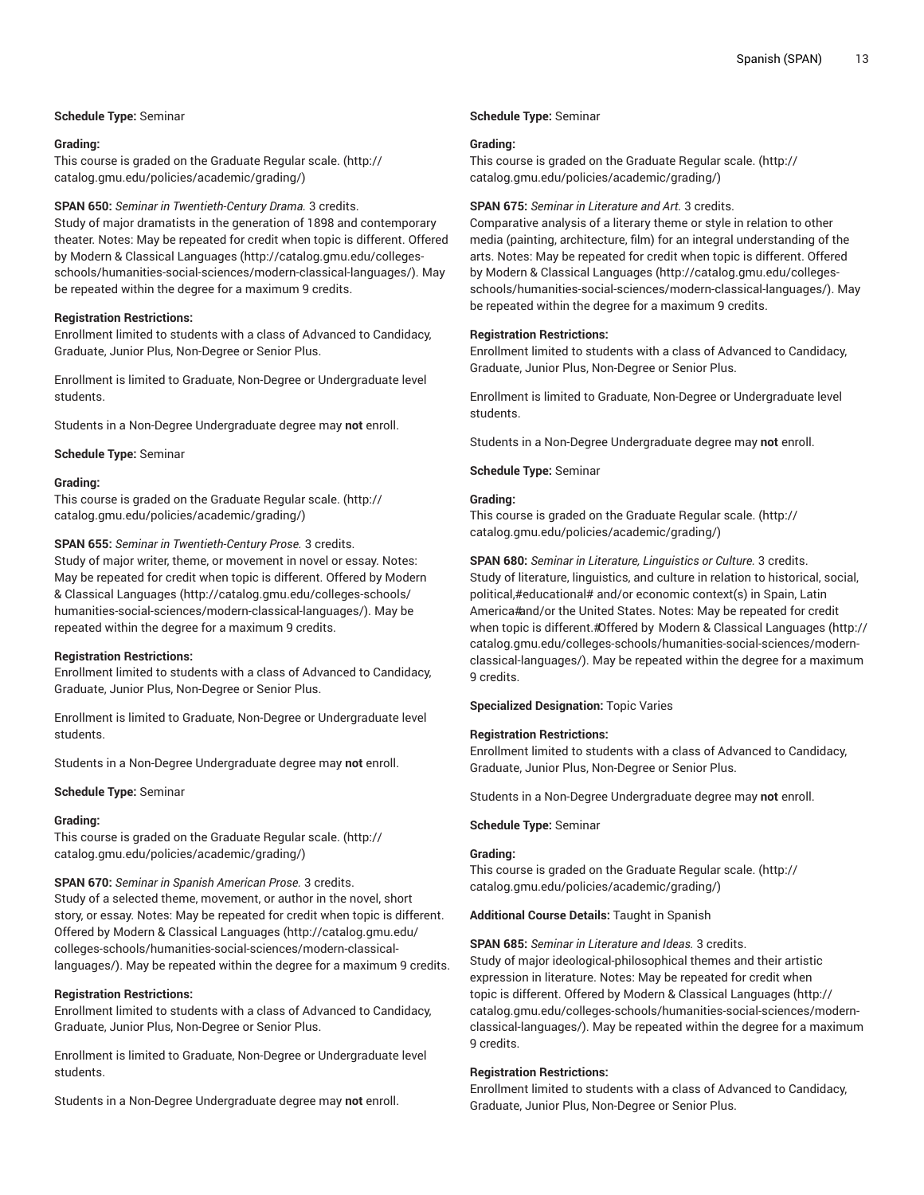**Schedule Type:** Seminar

**Grading:**
This course is graded on the Graduate Regular scale. (http://catalog.gmu.edu/policies/academic/grading/)

**SPAN 650:** *Seminar in Twentieth-Century Drama.* 3 credits.
Study of major dramatists in the generation of 1898 and contemporary theater. Notes: May be repeated for credit when topic is different. Offered by Modern & Classical Languages (http://catalog.gmu.edu/colleges-schools/humanities-social-sciences/modern-classical-languages/). May be repeated within the degree for a maximum 9 credits.

**Registration Restrictions:**
Enrollment limited to students with a class of Advanced to Candidacy, Graduate, Junior Plus, Non-Degree or Senior Plus.

Enrollment is limited to Graduate, Non-Degree or Undergraduate level students.

Students in a Non-Degree Undergraduate degree may **not** enroll.

**Schedule Type:** Seminar

**Grading:**
This course is graded on the Graduate Regular scale. (http://catalog.gmu.edu/policies/academic/grading/)

**SPAN 655:** *Seminar in Twentieth-Century Prose.* 3 credits.
Study of major writer, theme, or movement in novel or essay. Notes: May be repeated for credit when topic is different. Offered by Modern & Classical Languages (http://catalog.gmu.edu/colleges-schools/humanities-social-sciences/modern-classical-languages/). May be repeated within the degree for a maximum 9 credits.

**Registration Restrictions:**
Enrollment limited to students with a class of Advanced to Candidacy, Graduate, Junior Plus, Non-Degree or Senior Plus.

Enrollment is limited to Graduate, Non-Degree or Undergraduate level students.

Students in a Non-Degree Undergraduate degree may **not** enroll.

**Schedule Type:** Seminar

**Grading:**
This course is graded on the Graduate Regular scale. (http://catalog.gmu.edu/policies/academic/grading/)

**SPAN 670:** *Seminar in Spanish American Prose.* 3 credits.
Study of a selected theme, movement, or author in the novel, short story, or essay. Notes: May be repeated for credit when topic is different. Offered by Modern & Classical Languages (http://catalog.gmu.edu/colleges-schools/humanities-social-sciences/modern-classical-languages/). May be repeated within the degree for a maximum 9 credits.

**Registration Restrictions:**
Enrollment limited to students with a class of Advanced to Candidacy, Graduate, Junior Plus, Non-Degree or Senior Plus.

Enrollment is limited to Graduate, Non-Degree or Undergraduate level students.

Students in a Non-Degree Undergraduate degree may **not** enroll.

**Schedule Type:** Seminar

**Grading:**
This course is graded on the Graduate Regular scale. (http://catalog.gmu.edu/policies/academic/grading/)

**SPAN 675:** *Seminar in Literature and Art.* 3 credits.
Comparative analysis of a literary theme or style in relation to other media (painting, architecture, film) for an integral understanding of the arts. Notes: May be repeated for credit when topic is different. Offered by Modern & Classical Languages (http://catalog.gmu.edu/colleges-schools/humanities-social-sciences/modern-classical-languages/). May be repeated within the degree for a maximum 9 credits.

**Registration Restrictions:**
Enrollment limited to students with a class of Advanced to Candidacy, Graduate, Junior Plus, Non-Degree or Senior Plus.

Enrollment is limited to Graduate, Non-Degree or Undergraduate level students.

Students in a Non-Degree Undergraduate degree may **not** enroll.

**Schedule Type:** Seminar

**Grading:**
This course is graded on the Graduate Regular scale. (http://catalog.gmu.edu/policies/academic/grading/)

**SPAN 680:** *Seminar in Literature, Linguistics or Culture.* 3 credits.
Study of literature, linguistics, and culture in relation to historical, social, political,#educational# and/or economic context(s) in Spain, Latin America#and/or the United States. Notes: May be repeated for credit when topic is different.#Offered by Modern & Classical Languages (http://catalog.gmu.edu/colleges-schools/humanities-social-sciences/modern-classical-languages/). May be repeated within the degree for a maximum 9 credits.

**Specialized Designation:** Topic Varies

**Registration Restrictions:**
Enrollment limited to students with a class of Advanced to Candidacy, Graduate, Junior Plus, Non-Degree or Senior Plus.

Students in a Non-Degree Undergraduate degree may **not** enroll.

**Schedule Type:** Seminar

**Grading:**
This course is graded on the Graduate Regular scale. (http://catalog.gmu.edu/policies/academic/grading/)

**Additional Course Details:** Taught in Spanish

**SPAN 685:** *Seminar in Literature and Ideas.* 3 credits.
Study of major ideological-philosophical themes and their artistic expression in literature. Notes: May be repeated for credit when topic is different. Offered by Modern & Classical Languages (http://catalog.gmu.edu/colleges-schools/humanities-social-sciences/modern-classical-languages/). May be repeated within the degree for a maximum 9 credits.

**Registration Restrictions:**
Enrollment limited to students with a class of Advanced to Candidacy, Graduate, Junior Plus, Non-Degree or Senior Plus.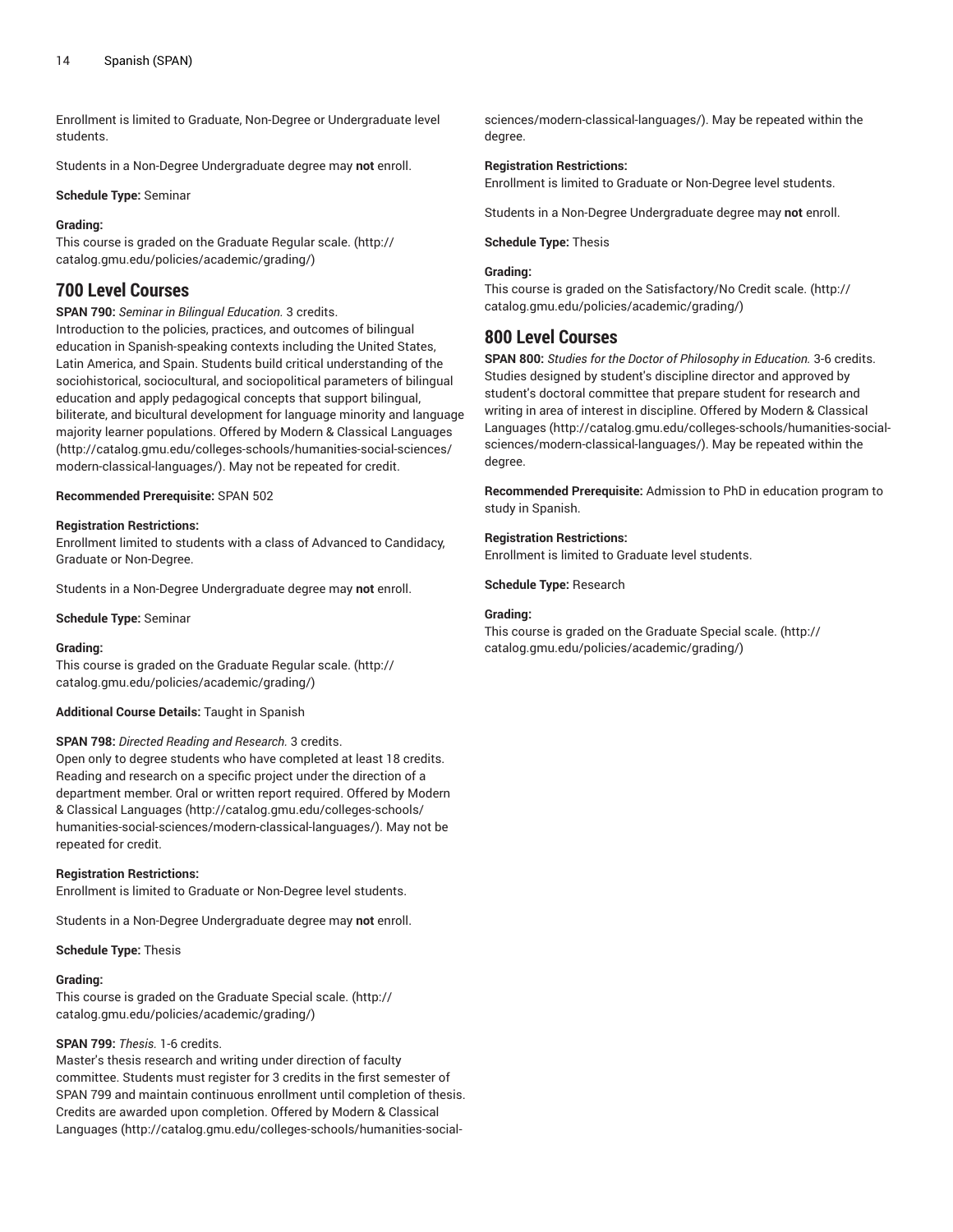Enrollment is limited to Graduate, Non-Degree or Undergraduate level students.

Students in a Non-Degree Undergraduate degree may **not** enroll.

**Schedule Type:** Seminar

**Grading:**
This course is graded on the Graduate Regular scale. (http://catalog.gmu.edu/policies/academic/grading/)

## 700 Level Courses

**SPAN 790:** *Seminar in Bilingual Education.* 3 credits.
Introduction to the policies, practices, and outcomes of bilingual education in Spanish-speaking contexts including the United States, Latin America, and Spain. Students build critical understanding of the sociohistorical, sociocultural, and sociopolitical parameters of bilingual education and apply pedagogical concepts that support bilingual, biliterate, and bicultural development for language minority and language majority learner populations. Offered by Modern & Classical Languages (http://catalog.gmu.edu/colleges-schools/humanities-social-sciences/modern-classical-languages/). May not be repeated for credit.

**Recommended Prerequisite:** SPAN 502

**Registration Restrictions:**
Enrollment limited to students with a class of Advanced to Candidacy, Graduate or Non-Degree.

Students in a Non-Degree Undergraduate degree may **not** enroll.

**Schedule Type:** Seminar

**Grading:**
This course is graded on the Graduate Regular scale. (http://catalog.gmu.edu/policies/academic/grading/)

**Additional Course Details:** Taught in Spanish

**SPAN 798:** *Directed Reading and Research.* 3 credits.
Open only to degree students who have completed at least 18 credits. Reading and research on a specific project under the direction of a department member. Oral or written report required. Offered by Modern & Classical Languages (http://catalog.gmu.edu/colleges-schools/humanities-social-sciences/modern-classical-languages/). May not be repeated for credit.

**Registration Restrictions:**
Enrollment is limited to Graduate or Non-Degree level students.

Students in a Non-Degree Undergraduate degree may **not** enroll.

**Schedule Type:** Thesis

**Grading:**
This course is graded on the Graduate Special scale. (http://catalog.gmu.edu/policies/academic/grading/)

**SPAN 799:** *Thesis.* 1-6 credits.
Master's thesis research and writing under direction of faculty committee. Students must register for 3 credits in the first semester of SPAN 799 and maintain continuous enrollment until completion of thesis. Credits are awarded upon completion. Offered by Modern & Classical Languages (http://catalog.gmu.edu/colleges-schools/humanities-social-sciences/modern-classical-languages/). May be repeated within the degree.

**Registration Restrictions:**
Enrollment is limited to Graduate or Non-Degree level students.

Students in a Non-Degree Undergraduate degree may **not** enroll.

**Schedule Type:** Thesis

**Grading:**
This course is graded on the Satisfactory/No Credit scale. (http://catalog.gmu.edu/policies/academic/grading/)

## 800 Level Courses

**SPAN 800:** *Studies for the Doctor of Philosophy in Education.* 3-6 credits.
Studies designed by student's discipline director and approved by student's doctoral committee that prepare student for research and writing in area of interest in discipline. Offered by Modern & Classical Languages (http://catalog.gmu.edu/colleges-schools/humanities-social-sciences/modern-classical-languages/). May be repeated within the degree.

**Recommended Prerequisite:** Admission to PhD in education program to study in Spanish.

**Registration Restrictions:**
Enrollment is limited to Graduate level students.

**Schedule Type:** Research

**Grading:**
This course is graded on the Graduate Special scale. (http://catalog.gmu.edu/policies/academic/grading/)